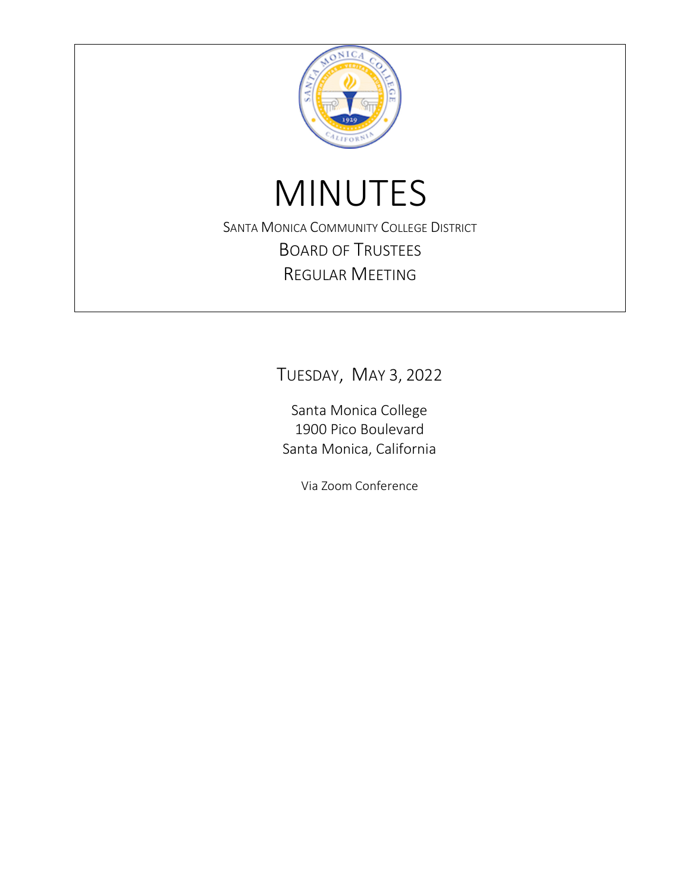# MINUTES

SANTA MONICA COMMUNITY COLLEGE DISTRICT

BOARD OF TRUSTEES

REGULAR MEETING

TUESDAY, MAY 3, 2022

Santa Monica College
1900 Pico Boulevard
Santa Monica, California

Via Zoom Conference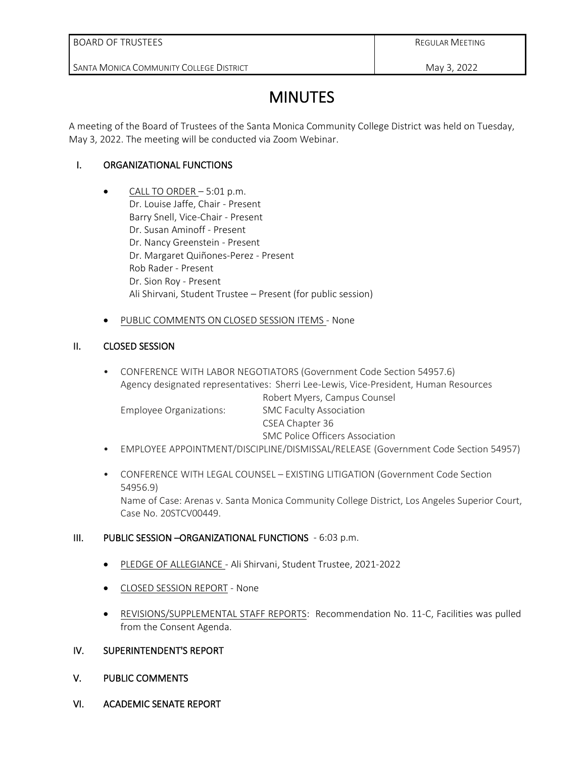| BOARD OF TRUSTEES | REGULAR MEETING |
| --- | --- |
| SANTA MONICA COMMUNITY COLLEGE DISTRICT | May 3, 2022 |

# MINUTES

A meeting of the Board of Trustees of the Santa Monica Community College District was held on Tuesday, May 3, 2022. The meeting will be conducted via Zoom Webinar.

## I. ORGANIZATIONAL FUNCTIONS

- CALL TO ORDER – 5:01 p.m.
  Dr. Louise Jaffe, Chair - Present
  Barry Snell, Vice-Chair - Present
  Dr. Susan Aminoff - Present
  Dr. Nancy Greenstein - Present
  Dr. Margaret Quiñones-Perez - Present
  Rob Rader - Present
  Dr. Sion Roy - Present
  Ali Shirvani, Student Trustee – Present (for public session)

- PUBLIC COMMENTS ON CLOSED SESSION ITEMS - None

## II. CLOSED SESSION

- CONFERENCE WITH LABOR NEGOTIATORS (Government Code Section 54957.6)
  Agency designated representatives: Sherri Lee-Lewis, Vice-President, Human Resources
  Robert Myers, Campus Counsel
  Employee Organizations: SMC Faculty Association
  CSEA Chapter 36
  SMC Police Officers Association
- EMPLOYEE APPOINTMENT/DISCIPLINE/DISMISSAL/RELEASE (Government Code Section 54957)
- CONFERENCE WITH LEGAL COUNSEL – EXISTING LITIGATION (Government Code Section 54956.9)
  Name of Case: Arenas v. Santa Monica Community College District, Los Angeles Superior Court, Case No. 20STCV00449.

## III. PUBLIC SESSION –ORGANIZATIONAL FUNCTIONS - 6:03 p.m.

- PLEDGE OF ALLEGIANCE - Ali Shirvani, Student Trustee, 2021-2022
- CLOSED SESSION REPORT - None
- REVISIONS/SUPPLEMENTAL STAFF REPORTS: Recommendation No. 11-C, Facilities was pulled from the Consent Agenda.

## IV. SUPERINTENDENT'S REPORT

## V. PUBLIC COMMENTS

## VI. ACADEMIC SENATE REPORT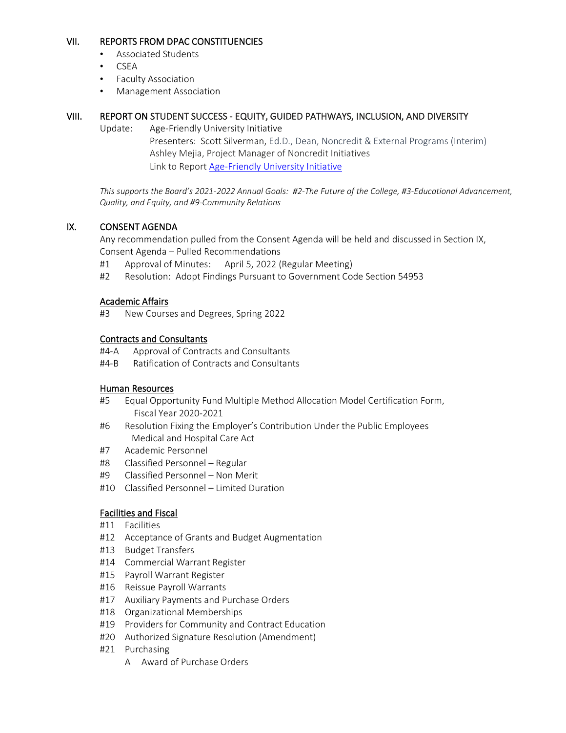## VII. REPORTS FROM DPAC CONSTITUENCIES

- Associated Students
- CSEA
- Faculty Association
- Management Association

## VIII. REPORT ON STUDENT SUCCESS - EQUITY, GUIDED PATHWAYS, INCLUSION, AND DIVERSITY

Update: Age-Friendly University Initiative
Presenters: Scott Silverman, Ed.D., Dean, Noncredit & External Programs (Interim)
Ashley Mejia, Project Manager of Noncredit Initiatives
Link to Report [Age-Friendly University Initiative]

*This supports the Board's 2021-2022 Annual Goals: #2-The Future of the College, #3-Educational Advancement, Quality, and Equity, and #9-Community Relations*

## IX. CONSENT AGENDA

Any recommendation pulled from the Consent Agenda will be held and discussed in Section IX, Consent Agenda – Pulled Recommendations

#1 Approval of Minutes: April 5, 2022 (Regular Meeting)
#2 Resolution: Adopt Findings Pursuant to Government Code Section 54953

### Academic Affairs

#3 New Courses and Degrees, Spring 2022

### Contracts and Consultants

#4-A Approval of Contracts and Consultants
#4-B Ratification of Contracts and Consultants

### Human Resources

#5 Equal Opportunity Fund Multiple Method Allocation Model Certification Form, Fiscal Year 2020-2021
#6 Resolution Fixing the Employer's Contribution Under the Public Employees Medical and Hospital Care Act
#7 Academic Personnel
#8 Classified Personnel – Regular
#9 Classified Personnel – Non Merit
#10 Classified Personnel – Limited Duration

### Facilities and Fiscal

#11 Facilities
#12 Acceptance of Grants and Budget Augmentation
#13 Budget Transfers
#14 Commercial Warrant Register
#15 Payroll Warrant Register
#16 Reissue Payroll Warrants
#17 Auxiliary Payments and Purchase Orders
#18 Organizational Memberships
#19 Providers for Community and Contract Education
#20 Authorized Signature Resolution (Amendment)
#21 Purchasing
  A Award of Purchase Orders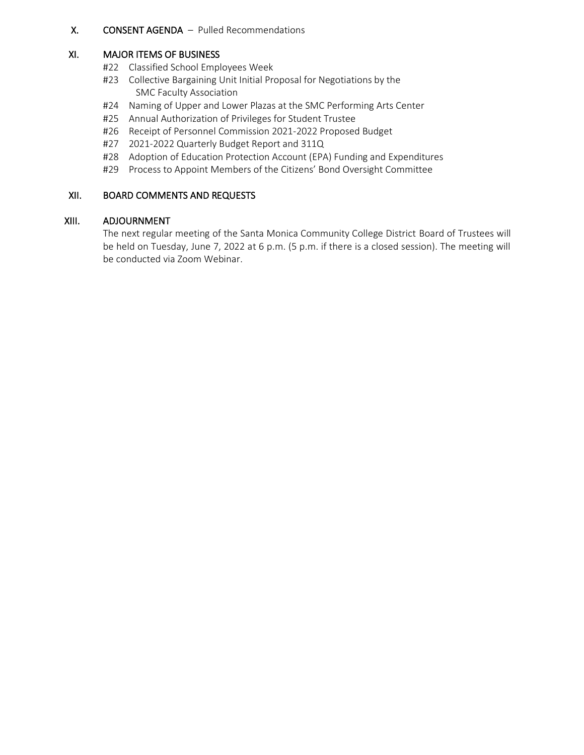## X. CONSENT AGENDA – Pulled Recommendations

## XI. MAJOR ITEMS OF BUSINESS

- #22 Classified School Employees Week
- #23 Collective Bargaining Unit Initial Proposal for Negotiations by the SMC Faculty Association
- #24 Naming of Upper and Lower Plazas at the SMC Performing Arts Center
- #25 Annual Authorization of Privileges for Student Trustee
- #26 Receipt of Personnel Commission 2021-2022 Proposed Budget
- #27 2021-2022 Quarterly Budget Report and 311Q
- #28 Adoption of Education Protection Account (EPA) Funding and Expenditures
- #29 Process to Appoint Members of the Citizens' Bond Oversight Committee

## XII. BOARD COMMENTS AND REQUESTS

## XIII. ADJOURNMENT

The next regular meeting of the Santa Monica Community College District Board of Trustees will be held on Tuesday, June 7, 2022 at 6 p.m. (5 p.m. if there is a closed session). The meeting will be conducted via Zoom Webinar.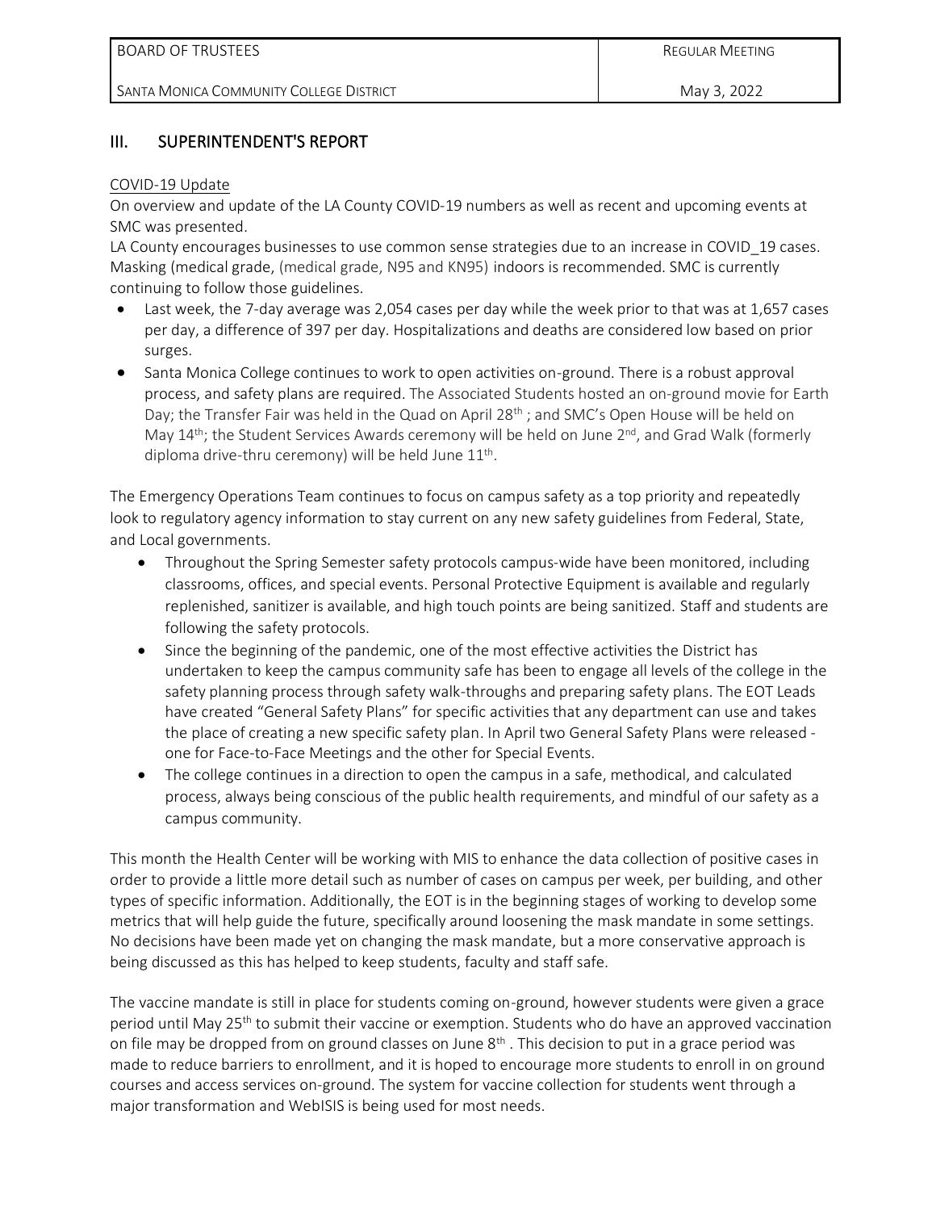## III. SUPERINTENDENT'S REPORT

COVID-19 Update

On overview and update of the LA County COVID-19 numbers as well as recent and upcoming events at SMC was presented.

LA County encourages businesses to use common sense strategies due to an increase in COVID_19 cases. Masking (medical grade, (medical grade, N95 and KN95) indoors is recommended. SMC is currently continuing to follow those guidelines.

- Last week, the 7-day average was 2,054 cases per day while the week prior to that was at 1,657 cases per day, a difference of 397 per day. Hospitalizations and deaths are considered low based on prior surges.
- Santa Monica College continues to work to open activities on-ground. There is a robust approval process, and safety plans are required. The Associated Students hosted an on-ground movie for Earth Day; the Transfer Fair was held in the Quad on April 28th ; and SMC's Open House will be held on May 14th; the Student Services Awards ceremony will be held on June 2nd, and Grad Walk (formerly diploma drive-thru ceremony) will be held June 11th.

The Emergency Operations Team continues to focus on campus safety as a top priority and repeatedly look to regulatory agency information to stay current on any new safety guidelines from Federal, State, and Local governments.

- Throughout the Spring Semester safety protocols campus-wide have been monitored, including classrooms, offices, and special events. Personal Protective Equipment is available and regularly replenished, sanitizer is available, and high touch points are being sanitized. Staff and students are following the safety protocols.
- Since the beginning of the pandemic, one of the most effective activities the District has undertaken to keep the campus community safe has been to engage all levels of the college in the safety planning process through safety walk-throughs and preparing safety plans. The EOT Leads have created "General Safety Plans" for specific activities that any department can use and takes the place of creating a new specific safety plan. In April two General Safety Plans were released - one for Face-to-Face Meetings and the other for Special Events.
- The college continues in a direction to open the campus in a safe, methodical, and calculated process, always being conscious of the public health requirements, and mindful of our safety as a campus community.

This month the Health Center will be working with MIS to enhance the data collection of positive cases in order to provide a little more detail such as number of cases on campus per week, per building, and other types of specific information. Additionally, the EOT is in the beginning stages of working to develop some metrics that will help guide the future, specifically around loosening the mask mandate in some settings. No decisions have been made yet on changing the mask mandate, but a more conservative approach is being discussed as this has helped to keep students, faculty and staff safe.

The vaccine mandate is still in place for students coming on-ground, however students were given a grace period until May 25th to submit their vaccine or exemption. Students who do have an approved vaccination on file may be dropped from on ground classes on June 8th . This decision to put in a grace period was made to reduce barriers to enrollment, and it is hoped to encourage more students to enroll in on ground courses and access services on-ground. The system for vaccine collection for students went through a major transformation and WebISIS is being used for most needs.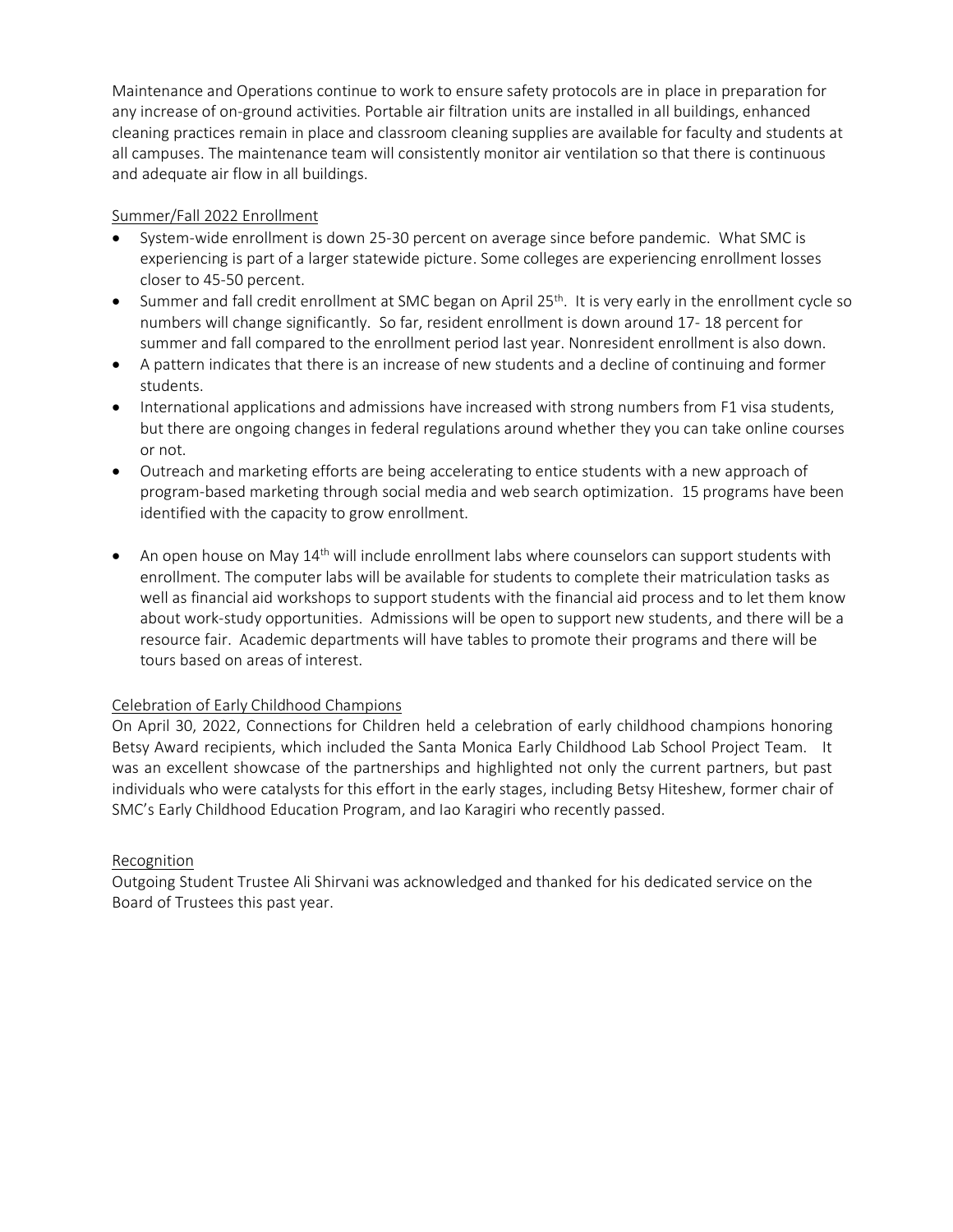Maintenance and Operations continue to work to ensure safety protocols are in place in preparation for any increase of on-ground activities. Portable air filtration units are installed in all buildings, enhanced cleaning practices remain in place and classroom cleaning supplies are available for faculty and students at all campuses. The maintenance team will consistently monitor air ventilation so that there is continuous and adequate air flow in all buildings.

Summer/Fall 2022 Enrollment

- System-wide enrollment is down 25-30 percent on average since before pandemic. What SMC is experiencing is part of a larger statewide picture. Some colleges are experiencing enrollment losses closer to 45-50 percent.
- Summer and fall credit enrollment at SMC began on April 25th. It is very early in the enrollment cycle so numbers will change significantly. So far, resident enrollment is down around 17- 18 percent for summer and fall compared to the enrollment period last year. Nonresident enrollment is also down.
- A pattern indicates that there is an increase of new students and a decline of continuing and former students.
- International applications and admissions have increased with strong numbers from F1 visa students, but there are ongoing changes in federal regulations around whether they you can take online courses or not.
- Outreach and marketing efforts are being accelerating to entice students with a new approach of program-based marketing through social media and web search optimization. 15 programs have been identified with the capacity to grow enrollment.
- An open house on May 14th will include enrollment labs where counselors can support students with enrollment. The computer labs will be available for students to complete their matriculation tasks as well as financial aid workshops to support students with the financial aid process and to let them know about work-study opportunities. Admissions will be open to support new students, and there will be a resource fair. Academic departments will have tables to promote their programs and there will be tours based on areas of interest.

Celebration of Early Childhood Champions

On April 30, 2022, Connections for Children held a celebration of early childhood champions honoring Betsy Award recipients, which included the Santa Monica Early Childhood Lab School Project Team. It was an excellent showcase of the partnerships and highlighted not only the current partners, but past individuals who were catalysts for this effort in the early stages, including Betsy Hiteshew, former chair of SMC's Early Childhood Education Program, and Iao Karagiri who recently passed.

Recognition

Outgoing Student Trustee Ali Shirvani was acknowledged and thanked for his dedicated service on the Board of Trustees this past year.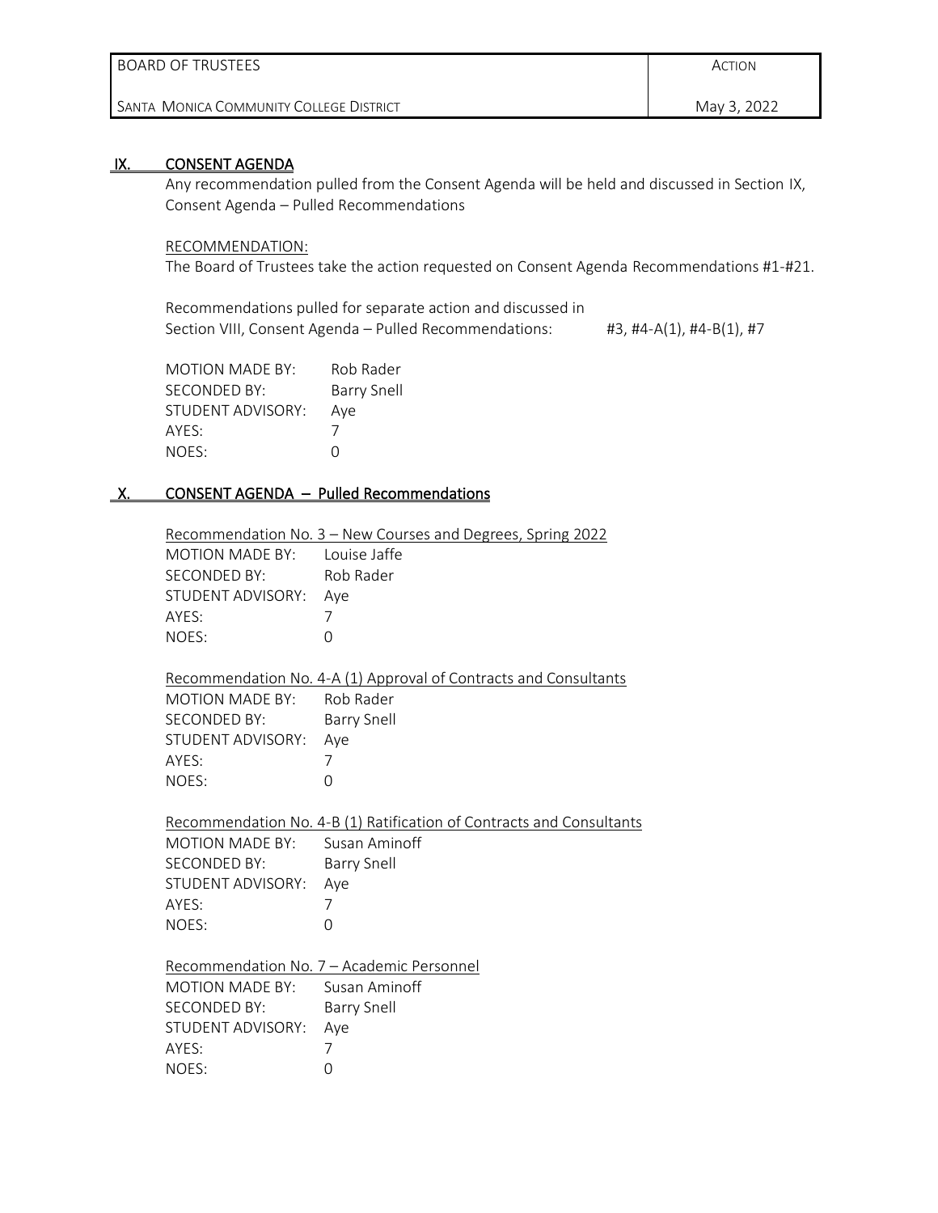| BOARD OF TRUSTEES | ACTION |
| --- | --- |
| SANTA MONICA COMMUNITY COLLEGE DISTRICT | May 3, 2022 |

## IX. CONSENT AGENDA

Any recommendation pulled from the Consent Agenda will be held and discussed in Section IX, Consent Agenda – Pulled Recommendations

RECOMMENDATION:

The Board of Trustees take the action requested on Consent Agenda Recommendations #1-#21.

Recommendations pulled for separate action and discussed in Section VIII, Consent Agenda – Pulled Recommendations: #3, #4-A(1), #4-B(1), #7

MOTION MADE BY: Rob Rader
SECONDED BY: Barry Snell
STUDENT ADVISORY: Aye
AYES: 7
NOES: 0

## X. CONSENT AGENDA – Pulled Recommendations

Recommendation No. 3 – New Courses and Degrees, Spring 2022

MOTION MADE BY: Louise Jaffe
SECONDED BY: Rob Rader
STUDENT ADVISORY: Aye
AYES: 7
NOES: 0

Recommendation No. 4-A (1) Approval of Contracts and Consultants

MOTION MADE BY: Rob Rader
SECONDED BY: Barry Snell
STUDENT ADVISORY: Aye
AYES: 7
NOES: 0

Recommendation No. 4-B (1) Ratification of Contracts and Consultants

MOTION MADE BY: Susan Aminoff
SECONDED BY: Barry Snell
STUDENT ADVISORY: Aye
AYES: 7
NOES: 0

Recommendation No. 7 – Academic Personnel

MOTION MADE BY: Susan Aminoff
SECONDED BY: Barry Snell
STUDENT ADVISORY: Aye
AYES: 7
NOES: 0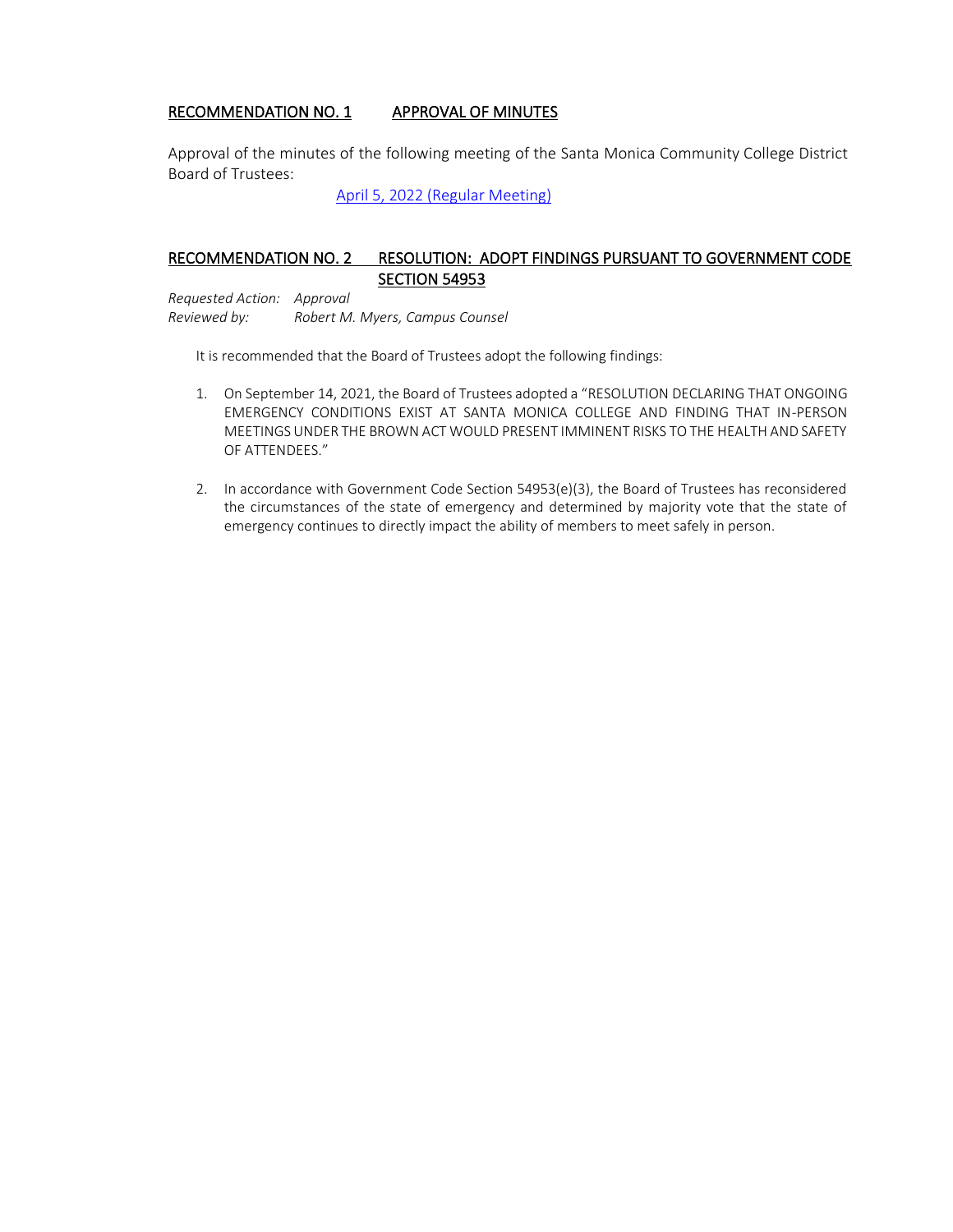## RECOMMENDATION NO. 1 APPROVAL OF MINUTES

Approval of the minutes of the following meeting of the Santa Monica Community College District Board of Trustees:

April 5, 2022 (Regular Meeting)

## RECOMMENDATION NO. 2 RESOLUTION: ADOPT FINDINGS PURSUANT TO GOVERNMENT CODE SECTION 54953

*Requested Action:* *Approval*
*Reviewed by:* *Robert M. Myers, Campus Counsel*

It is recommended that the Board of Trustees adopt the following findings:

1. On September 14, 2021, the Board of Trustees adopted a "RESOLUTION DECLARING THAT ONGOING EMERGENCY CONDITIONS EXIST AT SANTA MONICA COLLEGE AND FINDING THAT IN-PERSON MEETINGS UNDER THE BROWN ACT WOULD PRESENT IMMINENT RISKS TO THE HEALTH AND SAFETY OF ATTENDEES."

2. In accordance with Government Code Section 54953(e)(3), the Board of Trustees has reconsidered the circumstances of the state of emergency and determined by majority vote that the state of emergency continues to directly impact the ability of members to meet safely in person.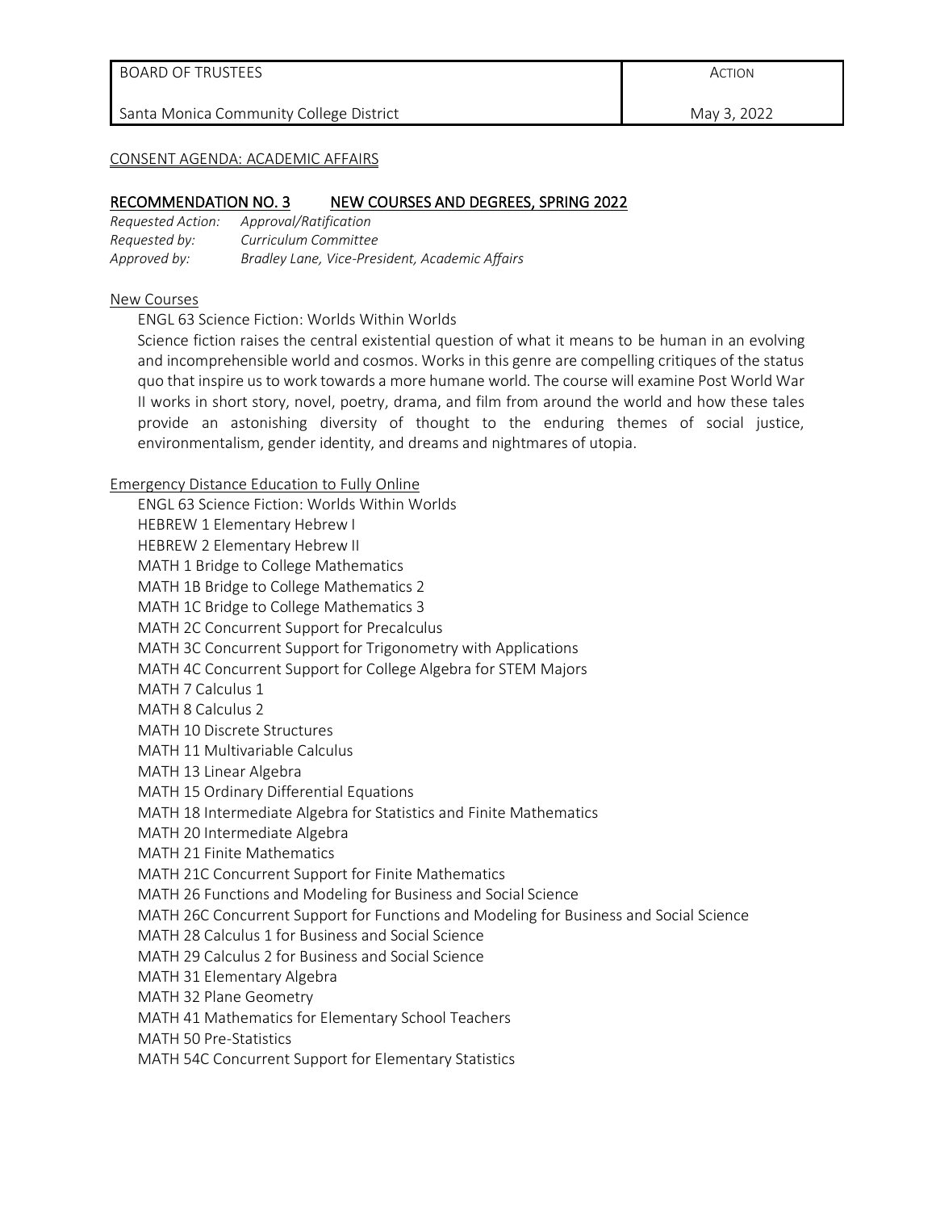| BOARD OF TRUSTEES | ACTION |
| --- | --- |
| Santa Monica Community College District | May 3, 2022 |

CONSENT AGENDA: ACADEMIC AFFAIRS

## RECOMMENDATION NO. 3 NEW COURSES AND DEGREES, SPRING 2022

*Requested Action:* *Approval/Ratification*
*Requested by:* *Curriculum Committee*
*Approved by:* *Bradley Lane, Vice-President, Academic Affairs*

New Courses

ENGL 63 Science Fiction: Worlds Within Worlds

Science fiction raises the central existential question of what it means to be human in an evolving and incomprehensible world and cosmos. Works in this genre are compelling critiques of the status quo that inspire us to work towards a more humane world. The course will examine Post World War II works in short story, novel, poetry, drama, and film from around the world and how these tales provide an astonishing diversity of thought to the enduring themes of social justice, environmentalism, gender identity, and dreams and nightmares of utopia.

Emergency Distance Education to Fully Online

ENGL 63 Science Fiction: Worlds Within Worlds
HEBREW 1 Elementary Hebrew I
HEBREW 2 Elementary Hebrew II
MATH 1 Bridge to College Mathematics
MATH 1B Bridge to College Mathematics 2
MATH 1C Bridge to College Mathematics 3
MATH 2C Concurrent Support for Precalculus
MATH 3C Concurrent Support for Trigonometry with Applications
MATH 4C Concurrent Support for College Algebra for STEM Majors
MATH 7 Calculus 1
MATH 8 Calculus 2
MATH 10 Discrete Structures
MATH 11 Multivariable Calculus
MATH 13 Linear Algebra
MATH 15 Ordinary Differential Equations
MATH 18 Intermediate Algebra for Statistics and Finite Mathematics
MATH 20 Intermediate Algebra
MATH 21 Finite Mathematics
MATH 21C Concurrent Support for Finite Mathematics
MATH 26 Functions and Modeling for Business and Social Science
MATH 26C Concurrent Support for Functions and Modeling for Business and Social Science
MATH 28 Calculus 1 for Business and Social Science
MATH 29 Calculus 2 for Business and Social Science
MATH 31 Elementary Algebra
MATH 32 Plane Geometry
MATH 41 Mathematics for Elementary School Teachers
MATH 50 Pre-Statistics
MATH 54C Concurrent Support for Elementary Statistics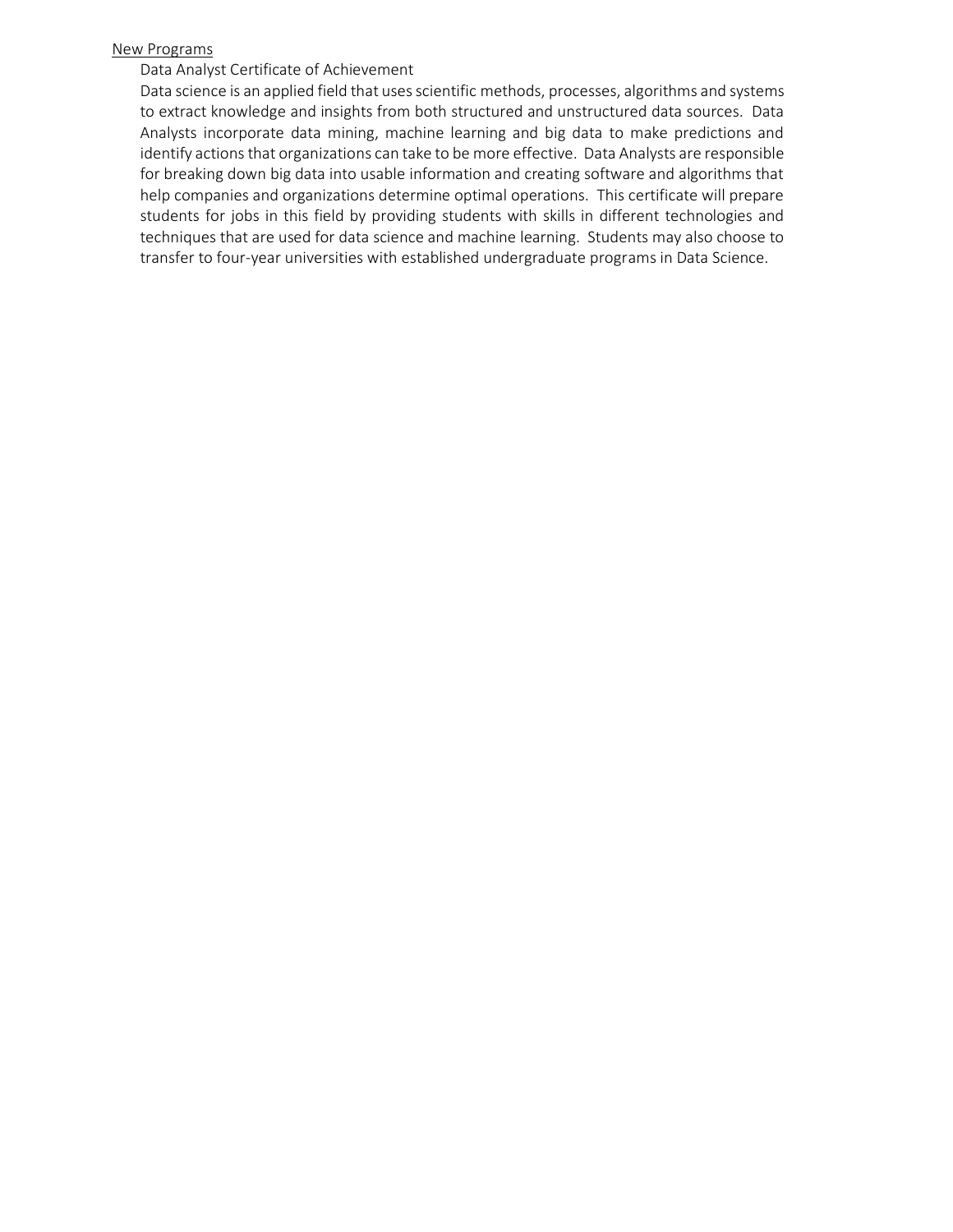<u>New Programs</u>

Data Analyst Certificate of Achievement

Data science is an applied field that uses scientific methods, processes, algorithms and systems to extract knowledge and insights from both structured and unstructured data sources. Data Analysts incorporate data mining, machine learning and big data to make predictions and identify actions that organizations can take to be more effective. Data Analysts are responsible for breaking down big data into usable information and creating software and algorithms that help companies and organizations determine optimal operations. This certificate will prepare students for jobs in this field by providing students with skills in different technologies and techniques that are used for data science and machine learning. Students may also choose to transfer to four-year universities with established undergraduate programs in Data Science.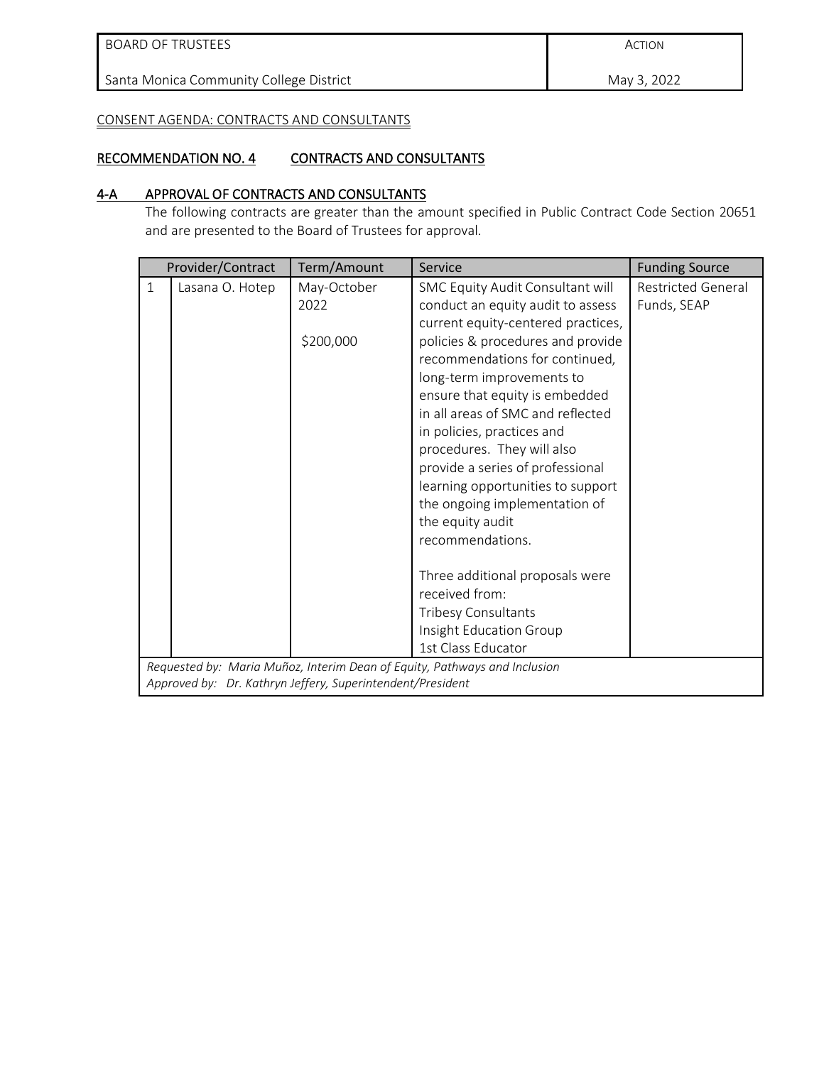| BOARD OF TRUSTEES | ACTION |
|---|---|
| Santa Monica Community College District | May 3, 2022 |

CONSENT AGENDA: CONTRACTS AND CONSULTANTS

## RECOMMENDATION NO. 4 CONTRACTS AND CONSULTANTS

### 4-A APPROVAL OF CONTRACTS AND CONSULTANTS

The following contracts are greater than the amount specified in Public Contract Code Section 20651 and are presented to the Board of Trustees for approval.

| | Provider/Contract | Term/Amount | Service | Funding Source |
|---|---|---|---|---|
| 1 | Lasana O. Hotep | May-October 2022<br><br>$200,000 | SMC Equity Audit Consultant will conduct an equity audit to assess current equity-centered practices, policies & procedures and provide recommendations for continued, long-term improvements to ensure that equity is embedded in all areas of SMC and reflected in policies, practices and procedures. They will also provide a series of professional learning opportunities to support the ongoing implementation of the equity audit recommendations.<br><br>Three additional proposals were received from:<br>Tribesy Consultants<br>Insight Education Group<br>1st Class Educator | Restricted General Funds, SEAP |

*Requested by: Maria Muñoz, Interim Dean of Equity, Pathways and Inclusion*
*Approved by: Dr. Kathryn Jeffery, Superintendent/President*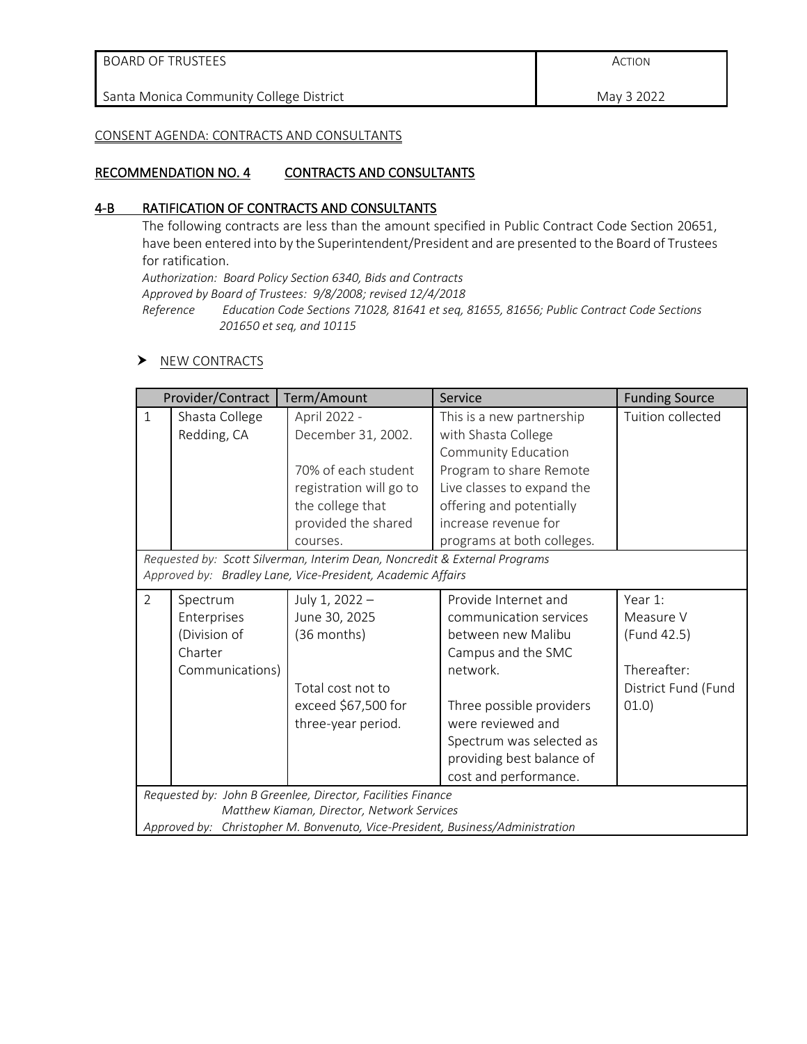| BOARD OF TRUSTEES | ACTION |
|---|---|
| Santa Monica Community College District | May 3 2022 |

CONSENT AGENDA: CONTRACTS AND CONSULTANTS

## RECOMMENDATION NO. 4 CONTRACTS AND CONSULTANTS

### 4-B RATIFICATION OF CONTRACTS AND CONSULTANTS

The following contracts are less than the amount specified in Public Contract Code Section 20651, have been entered into by the Superintendent/President and are presented to the Board of Trustees for ratification.

*Authorization: Board Policy Section 6340, Bids and Contracts*
*Approved by Board of Trustees: 9/8/2008; revised 12/4/2018*
*Reference Education Code Sections 71028, 81641 et seq, 81655, 81656; Public Contract Code Sections 201650 et seq, and 10115*

- NEW CONTRACTS

| | Provider/Contract | Term/Amount | Service | Funding Source |
|---|---|---|---|---|
| 1 | Shasta College Redding, CA | April 2022 - December 31, 2002.<br><br>70% of each student registration will go to the college that provided the shared courses. | This is a new partnership with Shasta College Community Education Program to share Remote Live classes to expand the offering and potentially increase revenue for programs at both colleges. | Tuition collected |
| *Requested by: Scott Silverman, Interim Dean, Noncredit & External Programs*<br>*Approved by: Bradley Lane, Vice-President, Academic Affairs* | | | | |
| 2 | Spectrum Enterprises (Division of Charter Communications) | July 1, 2022 – June 30, 2025 (36 months)<br><br>Total cost not to exceed $67,500 for three-year period. | Provide Internet and communication services between new Malibu Campus and the SMC network.<br><br>Three possible providers were reviewed and Spectrum was selected as providing best balance of cost and performance. | Year 1: Measure V (Fund 42.5)<br><br>Thereafter: District Fund (Fund 01.0) |
| *Requested by: John B Greenlee, Director, Facilities Finance*<br>*Matthew Kiaman, Director, Network Services*<br>*Approved by: Christopher M. Bonvenuto, Vice-President, Business/Administration* | | | | |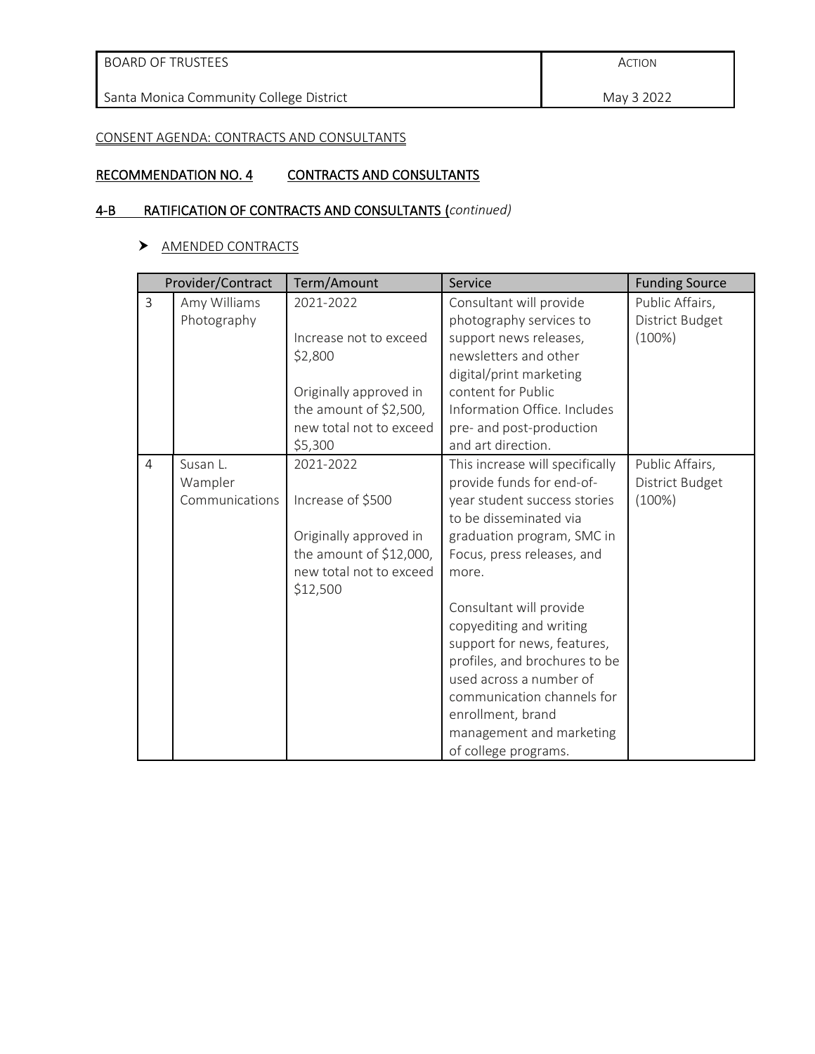| BOARD OF TRUSTEES | ACTION |
|---|---|
| Santa Monica Community College District | May 3 2022 |

CONSENT AGENDA: CONTRACTS AND CONSULTANTS

## RECOMMENDATION NO. 4 CONTRACTS AND CONSULTANTS

### 4-B RATIFICATION OF CONTRACTS AND CONSULTANTS (*continued)*

- AMENDED CONTRACTS

| Provider/Contract | | Term/Amount | Service | Funding Source |
|---|---|---|---|---|
| 3 | Amy Williams Photography | 2021-2022<br><br>Increase not to exceed $2,800<br><br>Originally approved in the amount of $2,500, new total not to exceed $5,300 | Consultant will provide photography services to support news releases, newsletters and other digital/print marketing content for Public Information Office. Includes pre- and post-production and art direction. | Public Affairs, District Budget (100%) |
| 4 | Susan L. Wampler Communications | 2021-2022<br><br>Increase of $500<br><br>Originally approved in the amount of $12,000, new total not to exceed $12,500 | This increase will specifically provide funds for end-of-year student success stories to be disseminated via graduation program, SMC in Focus, press releases, and more.<br><br>Consultant will provide copyediting and writing support for news, features, profiles, and brochures to be used across a number of communication channels for enrollment, brand management and marketing of college programs. | Public Affairs, District Budget (100%) |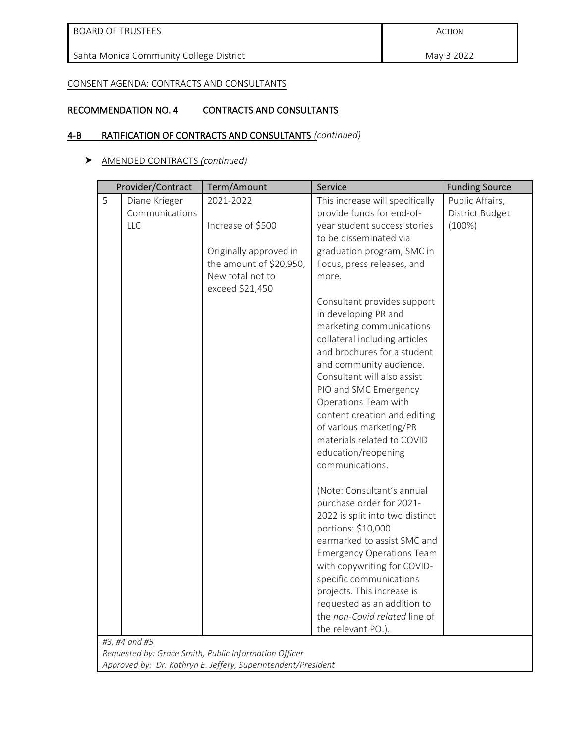| BOARD OF TRUSTEES | ACTION |
|---|---|
| Santa Monica Community College District | May 3 2022 |

CONSENT AGENDA: CONTRACTS AND CONSULTANTS

## RECOMMENDATION NO. 4 CONTRACTS AND CONSULTANTS

### 4-B RATIFICATION OF CONTRACTS AND CONSULTANTS *(continued)*

- AMENDED CONTRACTS *(continued)*

| | Provider/Contract | Term/Amount | Service | Funding Source |
|---|---|---|---|---|
| 5 | Diane Krieger Communications LLC | 2021-2022<br><br>Increase of $500<br><br>Originally approved in the amount of $20,950, New total not to exceed $21,450 | This increase will specifically provide funds for end-of-year student success stories to be disseminated via graduation program, SMC in Focus, press releases, and more.<br><br>Consultant provides support in developing PR and marketing communications collateral including articles and brochures for a student and community audience. Consultant will also assist PIO and SMC Emergency Operations Team with content creation and editing of various marketing/PR materials related to COVID education/reopening communications.<br><br>(Note: Consultant's annual purchase order for 2021-2022 is split into two distinct portions: $10,000 earmarked to assist SMC and Emergency Operations Team with copywriting for COVID-specific communications projects. This increase is requested as an addition to the *non-Covid related* line of the relevant PO.). | Public Affairs, District Budget (100%) |

*#3, #4 and #5*
*Requested by: Grace Smith, Public Information Officer*
*Approved by: Dr. Kathryn E. Jeffery, Superintendent/President*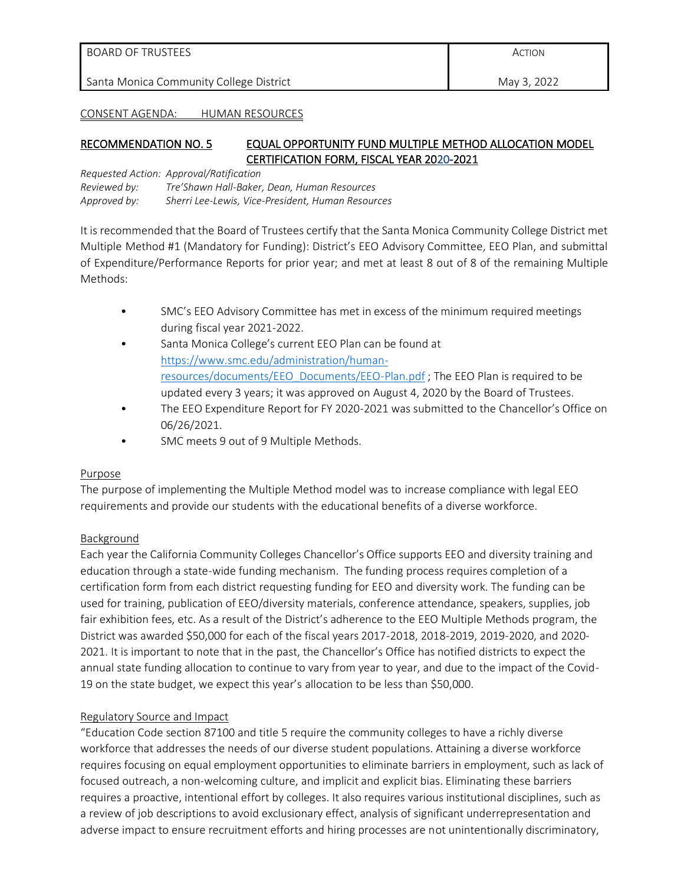| BOARD OF TRUSTEES | ACTION |
| --- | --- |
| Santa Monica Community College District | May 3, 2022 |

CONSENT AGENDA: HUMAN RESOURCES

## RECOMMENDATION NO. 5 EQUAL OPPORTUNITY FUND MULTIPLE METHOD ALLOCATION MODEL CERTIFICATION FORM, FISCAL YEAR 2020-2021

*Requested Action: Approval/Ratification*
*Reviewed by: Tre'Shawn Hall-Baker, Dean, Human Resources*
*Approved by: Sherri Lee-Lewis, Vice-President, Human Resources*

It is recommended that the Board of Trustees certify that the Santa Monica Community College District met Multiple Method #1 (Mandatory for Funding): District's EEO Advisory Committee, EEO Plan, and submittal of Expenditure/Performance Reports for prior year; and met at least 8 out of 8 of the remaining Multiple Methods:

- SMC's EEO Advisory Committee has met in excess of the minimum required meetings during fiscal year 2021-2022.
- Santa Monica College's current EEO Plan can be found at https://www.smc.edu/administration/human-resources/documents/EEO_Documents/EEO-Plan.pdf ; The EEO Plan is required to be updated every 3 years; it was approved on August 4, 2020 by the Board of Trustees.
- The EEO Expenditure Report for FY 2020-2021 was submitted to the Chancellor's Office on 06/26/2021.
- SMC meets 9 out of 9 Multiple Methods.

Purpose

The purpose of implementing the Multiple Method model was to increase compliance with legal EEO requirements and provide our students with the educational benefits of a diverse workforce.

Background

Each year the California Community Colleges Chancellor's Office supports EEO and diversity training and education through a state-wide funding mechanism. The funding process requires completion of a certification form from each district requesting funding for EEO and diversity work. The funding can be used for training, publication of EEO/diversity materials, conference attendance, speakers, supplies, job fair exhibition fees, etc. As a result of the District's adherence to the EEO Multiple Methods program, the District was awarded $50,000 for each of the fiscal years 2017-2018, 2018-2019, 2019-2020, and 2020-2021. It is important to note that in the past, the Chancellor's Office has notified districts to expect the annual state funding allocation to continue to vary from year to year, and due to the impact of the Covid-19 on the state budget, we expect this year's allocation to be less than $50,000.

Regulatory Source and Impact

"Education Code section 87100 and title 5 require the community colleges to have a richly diverse workforce that addresses the needs of our diverse student populations. Attaining a diverse workforce requires focusing on equal employment opportunities to eliminate barriers in employment, such as lack of focused outreach, a non-welcoming culture, and implicit and explicit bias. Eliminating these barriers requires a proactive, intentional effort by colleges. It also requires various institutional disciplines, such as a review of job descriptions to avoid exclusionary effect, analysis of significant underrepresentation and adverse impact to ensure recruitment efforts and hiring processes are not unintentionally discriminatory,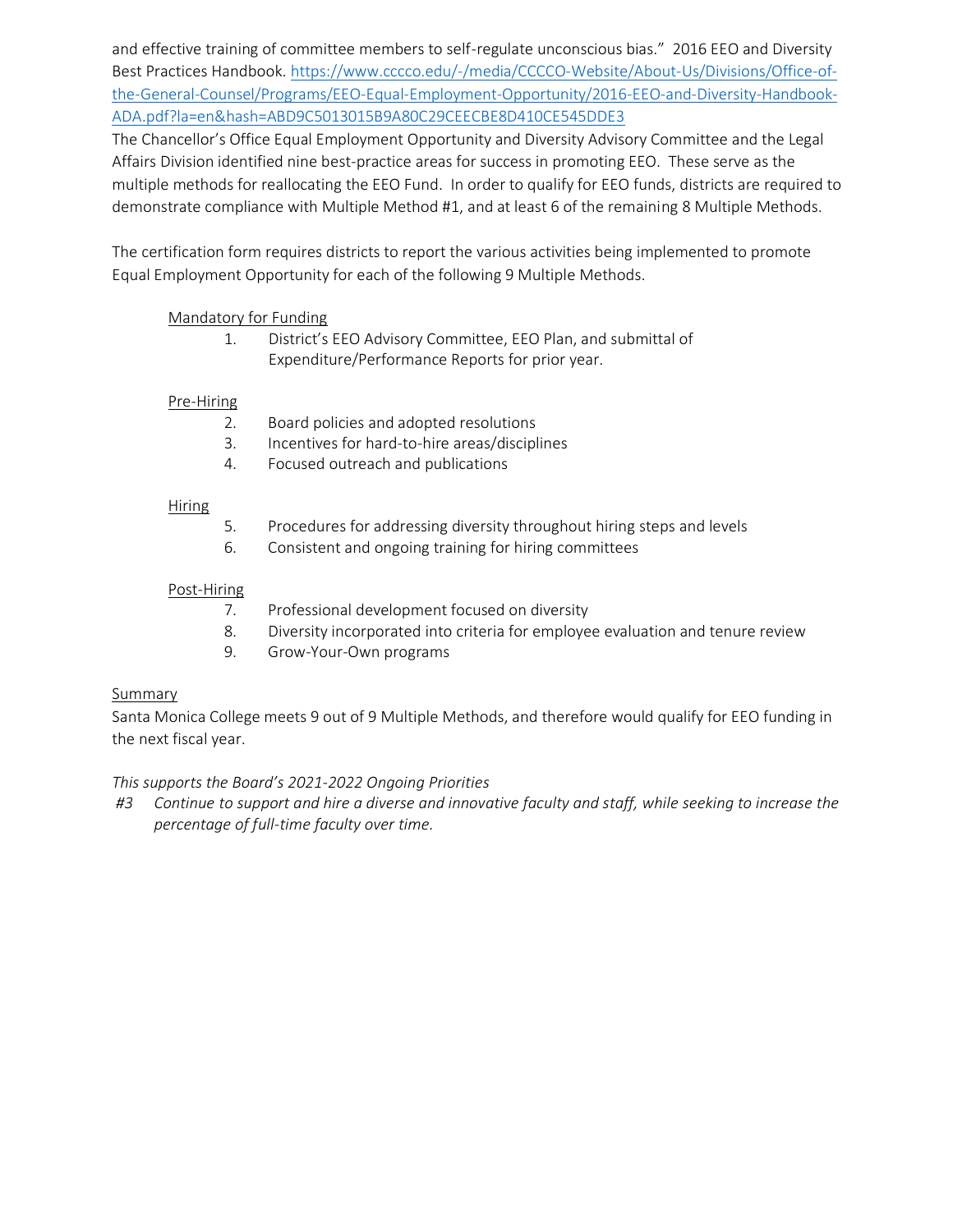and effective training of committee members to self-regulate unconscious bias." 2016 EEO and Diversity Best Practices Handbook. [https://www.cccco.edu/-/media/CCCCO-Website/About-Us/Divisions/Office-of-the-General-Counsel/Programs/EEO-Equal-Employment-Opportunity/2016-EEO-and-Diversity-Handbook-ADA.pdf?la=en&hash=ABD9C5013015B9A80C29CEECBE8D410CE545DDE3](https://www.cccco.edu/-/media/CCCCO-Website/About-Us/Divisions/Office-of-the-General-Counsel/Programs/EEO-Equal-Employment-Opportunity/2016-EEO-and-Diversity-Handbook-ADA.pdf?la=en&hash=ABD9C5013015B9A80C29CEECBE8D410CE545DDE3)

The Chancellor's Office Equal Employment Opportunity and Diversity Advisory Committee and the Legal Affairs Division identified nine best-practice areas for success in promoting EEO. These serve as the multiple methods for reallocating the EEO Fund. In order to qualify for EEO funds, districts are required to demonstrate compliance with Multiple Method #1, and at least 6 of the remaining 8 Multiple Methods.

The certification form requires districts to report the various activities being implemented to promote Equal Employment Opportunity for each of the following 9 Multiple Methods.

<u>Mandatory for Funding</u>

1. District's EEO Advisory Committee, EEO Plan, and submittal of Expenditure/Performance Reports for prior year.

<u>Pre-Hiring</u>

2. Board policies and adopted resolutions
3. Incentives for hard-to-hire areas/disciplines
4. Focused outreach and publications

<u>Hiring</u>

5. Procedures for addressing diversity throughout hiring steps and levels
6. Consistent and ongoing training for hiring committees

<u>Post-Hiring</u>

7. Professional development focused on diversity
8. Diversity incorporated into criteria for employee evaluation and tenure review
9. Grow-Your-Own programs

<u>Summary</u>

Santa Monica College meets 9 out of 9 Multiple Methods, and therefore would qualify for EEO funding in the next fiscal year.

*This supports the Board's 2021-2022 Ongoing Priorities*

*#3 Continue to support and hire a diverse and innovative faculty and staff, while seeking to increase the percentage of full-time faculty over time.*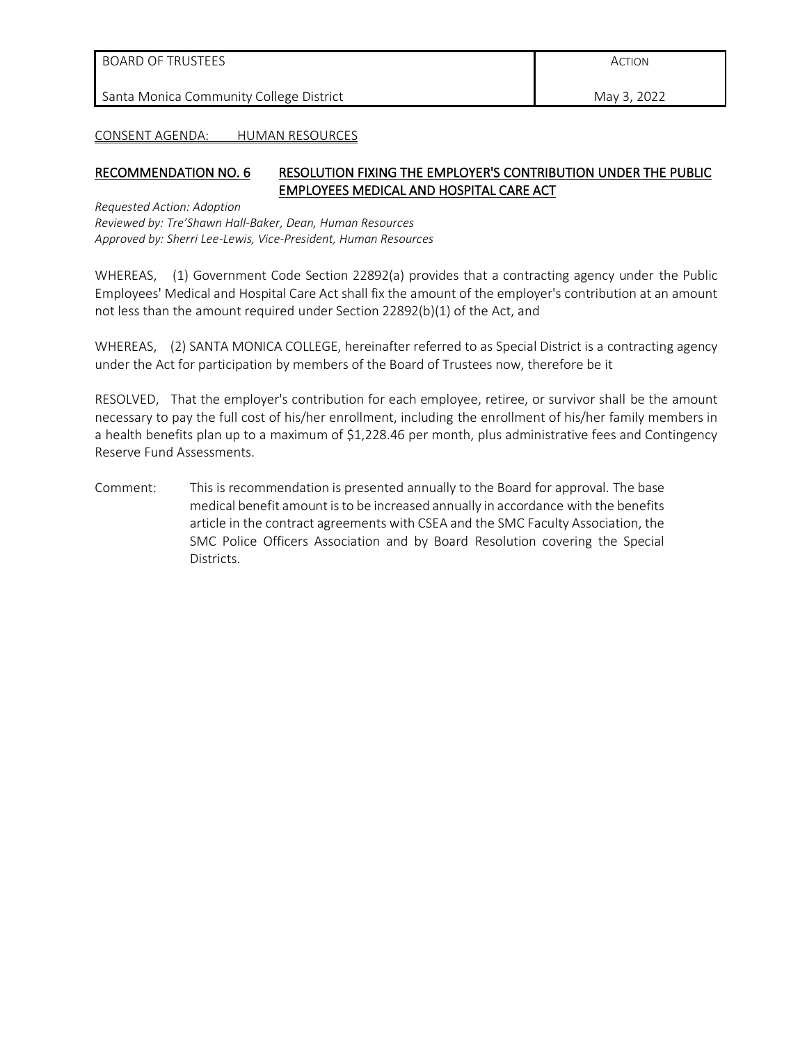| BOARD OF TRUSTEES | ACTION |
|---|---|
| Santa Monica Community College District | May 3, 2022 |

CONSENT AGENDA: HUMAN RESOURCES

## RECOMMENDATION NO. 6 RESOLUTION FIXING THE EMPLOYER'S CONTRIBUTION UNDER THE PUBLIC EMPLOYEES MEDICAL AND HOSPITAL CARE ACT

*Requested Action: Adoption*
*Reviewed by: Tre'Shawn Hall-Baker, Dean, Human Resources*
*Approved by: Sherri Lee-Lewis, Vice-President, Human Resources*

WHEREAS, (1) Government Code Section 22892(a) provides that a contracting agency under the Public Employees' Medical and Hospital Care Act shall fix the amount of the employer's contribution at an amount not less than the amount required under Section 22892(b)(1) of the Act, and

WHEREAS, (2) SANTA MONICA COLLEGE, hereinafter referred to as Special District is a contracting agency under the Act for participation by members of the Board of Trustees now, therefore be it

RESOLVED, That the employer's contribution for each employee, retiree, or survivor shall be the amount necessary to pay the full cost of his/her enrollment, including the enrollment of his/her family members in a health benefits plan up to a maximum of $1,228.46 per month, plus administrative fees and Contingency Reserve Fund Assessments.

Comment: This is recommendation is presented annually to the Board for approval. The base medical benefit amount is to be increased annually in accordance with the benefits article in the contract agreements with CSEA and the SMC Faculty Association, the SMC Police Officers Association and by Board Resolution covering the Special Districts.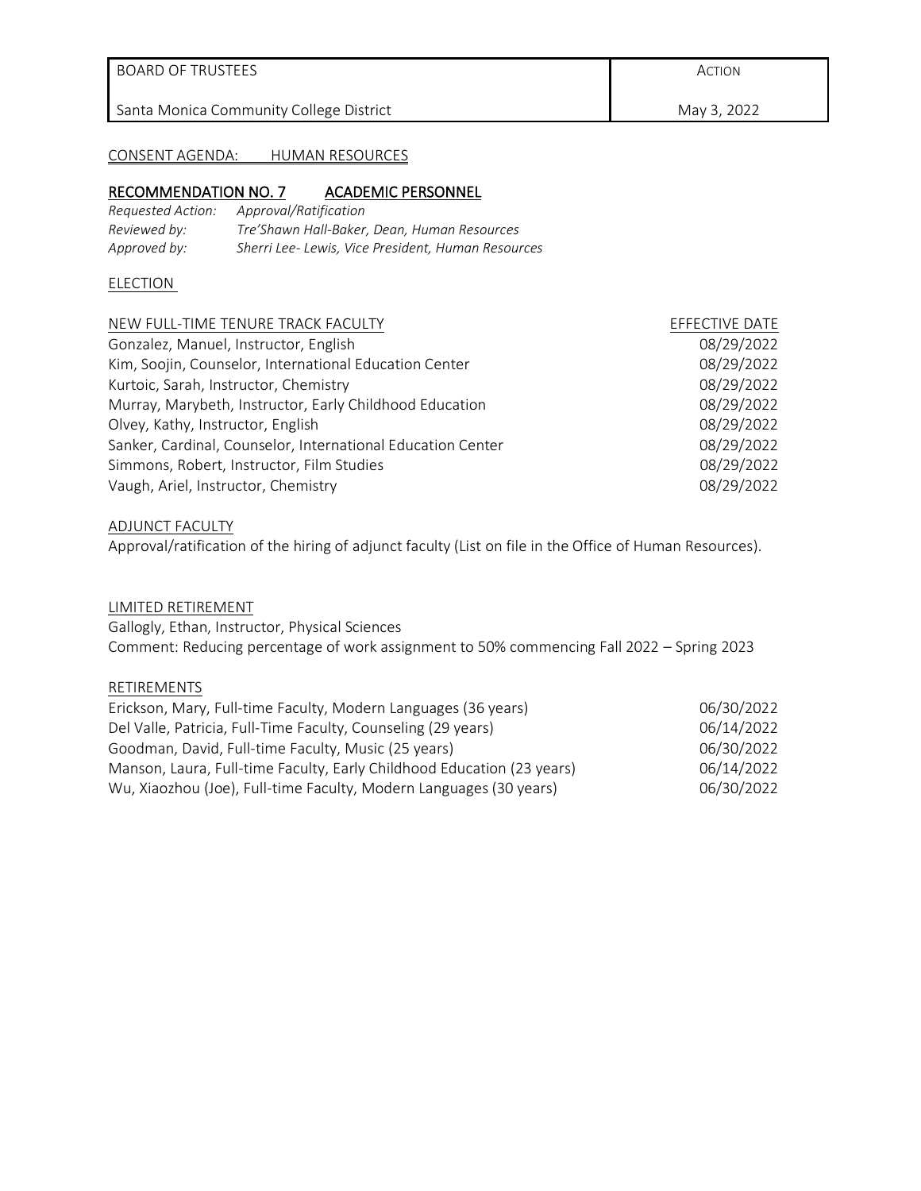| BOARD OF TRUSTEES | ACTION |
| --- | --- |
| Santa Monica Community College District | May 3, 2022 |

CONSENT AGENDA: HUMAN RESOURCES

## RECOMMENDATION NO. 7 ACADEMIC PERSONNEL

*Requested Action:* *Approval/Ratification*
*Reviewed by:* *Tre'Shawn Hall-Baker, Dean, Human Resources*
*Approved by:* *Sherri Lee- Lewis, Vice President, Human Resources*

ELECTION

| NEW FULL-TIME TENURE TRACK FACULTY | EFFECTIVE DATE |
| --- | --- |
| Gonzalez, Manuel, Instructor, English | 08/29/2022 |
| Kim, Soojin, Counselor, International Education Center | 08/29/2022 |
| Kurtoic, Sarah, Instructor, Chemistry | 08/29/2022 |
| Murray, Marybeth, Instructor, Early Childhood Education | 08/29/2022 |
| Olvey, Kathy, Instructor, English | 08/29/2022 |
| Sanker, Cardinal, Counselor, International Education Center | 08/29/2022 |
| Simmons, Robert, Instructor, Film Studies | 08/29/2022 |
| Vaugh, Ariel, Instructor, Chemistry | 08/29/2022 |

ADJUNCT FACULTY

Approval/ratification of the hiring of adjunct faculty (List on file in the Office of Human Resources).

LIMITED RETIREMENT

Gallogly, Ethan, Instructor, Physical Sciences
Comment: Reducing percentage of work assignment to 50% commencing Fall 2022 – Spring 2023

RETIREMENTS

| | |
| --- | --- |
| Erickson, Mary, Full-time Faculty, Modern Languages (36 years) | 06/30/2022 |
| Del Valle, Patricia, Full-Time Faculty, Counseling (29 years) | 06/14/2022 |
| Goodman, David, Full-time Faculty, Music (25 years) | 06/30/2022 |
| Manson, Laura, Full-time Faculty, Early Childhood Education (23 years) | 06/14/2022 |
| Wu, Xiaozhou (Joe), Full-time Faculty, Modern Languages (30 years) | 06/30/2022 |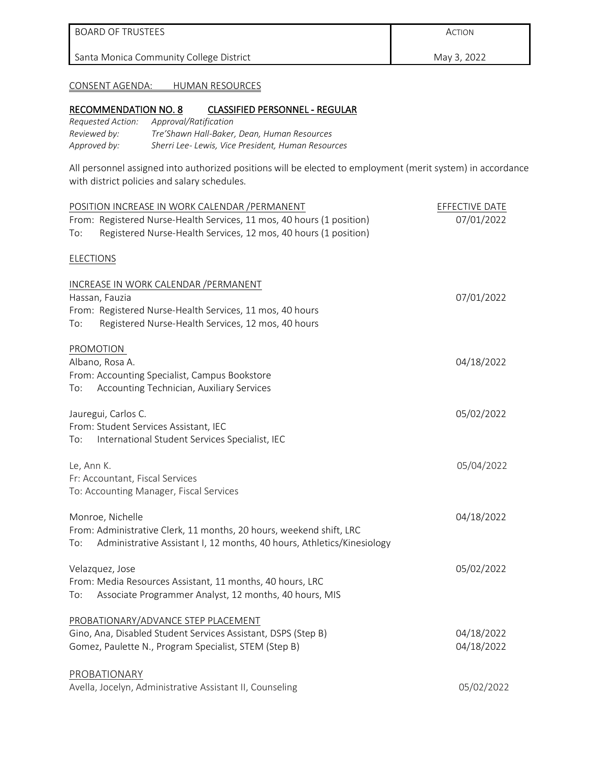| BOARD OF TRUSTEES | ACTION |
| --- | --- |
| Santa Monica Community College District | May 3, 2022 |

CONSENT AGENDA: HUMAN RESOURCES

## RECOMMENDATION NO. 8 CLASSIFIED PERSONNEL - REGULAR

*Requested Action:* *Approval/Ratification*
*Reviewed by:* *Tre'Shawn Hall-Baker, Dean, Human Resources*
*Approved by:* *Sherri Lee- Lewis, Vice President, Human Resources*

All personnel assigned into authorized positions will be elected to employment (merit system) in accordance with district policies and salary schedules.

POSITION INCREASE IN WORK CALENDAR /PERMANENT — EFFECTIVE DATE

From: Registered Nurse-Health Services, 11 mos, 40 hours (1 position) — 07/01/2022
To: Registered Nurse-Health Services, 12 mos, 40 hours (1 position)

### ELECTIONS

INCREASE IN WORK CALENDAR /PERMANENT

Hassan, Fauzia — 07/01/2022
From: Registered Nurse-Health Services, 11 mos, 40 hours
To: Registered Nurse-Health Services, 12 mos, 40 hours

PROMOTION

Albano, Rosa A. — 04/18/2022
From: Accounting Specialist, Campus Bookstore
To: Accounting Technician, Auxiliary Services

Jauregui, Carlos C. — 05/02/2022
From: Student Services Assistant, IEC
To: International Student Services Specialist, IEC

Le, Ann K. — 05/04/2022
Fr: Accountant, Fiscal Services
To: Accounting Manager, Fiscal Services

Monroe, Nichelle — 04/18/2022
From: Administrative Clerk, 11 months, 20 hours, weekend shift, LRC
To: Administrative Assistant I, 12 months, 40 hours, Athletics/Kinesiology

Velazquez, Jose — 05/02/2022
From: Media Resources Assistant, 11 months, 40 hours, LRC
To: Associate Programmer Analyst, 12 months, 40 hours, MIS

PROBATIONARY/ADVANCE STEP PLACEMENT

Gino, Ana, Disabled Student Services Assistant, DSPS (Step B) — 04/18/2022
Gomez, Paulette N., Program Specialist, STEM (Step B) — 04/18/2022

PROBATIONARY

Avella, Jocelyn, Administrative Assistant II, Counseling — 05/02/2022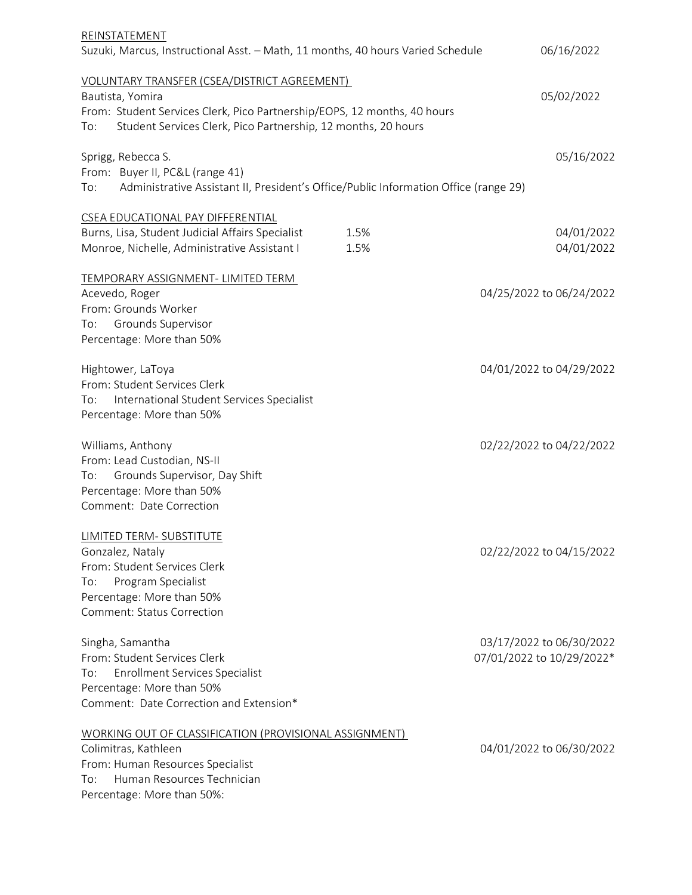REINSTATEMENT

Suzuki, Marcus, Instructional Asst. – Math, 11 months, 40 hours Varied Schedule 06/16/2022

VOLUNTARY TRANSFER (CSEA/DISTRICT AGREEMENT)

Bautista, Yomira 05/02/2022
From: Student Services Clerk, Pico Partnership/EOPS, 12 months, 40 hours
To: Student Services Clerk, Pico Partnership, 12 months, 20 hours

Sprigg, Rebecca S. 05/16/2022
From: Buyer II, PC&L (range 41)
To: Administrative Assistant II, President's Office/Public Information Office (range 29)

CSEA EDUCATIONAL PAY DIFFERENTIAL

| | | |
|---|---|---|
| Burns, Lisa, Student Judicial Affairs Specialist | 1.5% | 04/01/2022 |
| Monroe, Nichelle, Administrative Assistant I | 1.5% | 04/01/2022 |

TEMPORARY ASSIGNMENT- LIMITED TERM

Acevedo, Roger 04/25/2022 to 06/24/2022
From: Grounds Worker
To: Grounds Supervisor
Percentage: More than 50%

Hightower, LaToya 04/01/2022 to 04/29/2022
From: Student Services Clerk
To: International Student Services Specialist
Percentage: More than 50%

Williams, Anthony 02/22/2022 to 04/22/2022
From: Lead Custodian, NS-II
To: Grounds Supervisor, Day Shift
Percentage: More than 50%
Comment: Date Correction

LIMITED TERM- SUBSTITUTE

Gonzalez, Nataly 02/22/2022 to 04/15/2022
From: Student Services Clerk
To: Program Specialist
Percentage: More than 50%
Comment: Status Correction

Singha, Samantha 03/17/2022 to 06/30/2022
07/01/2022 to 10/29/2022*
From: Student Services Clerk
To: Enrollment Services Specialist
Percentage: More than 50%
Comment: Date Correction and Extension*

WORKING OUT OF CLASSIFICATION (PROVISIONAL ASSIGNMENT)

Colimitras, Kathleen 04/01/2022 to 06/30/2022
From: Human Resources Specialist
To: Human Resources Technician
Percentage: More than 50%: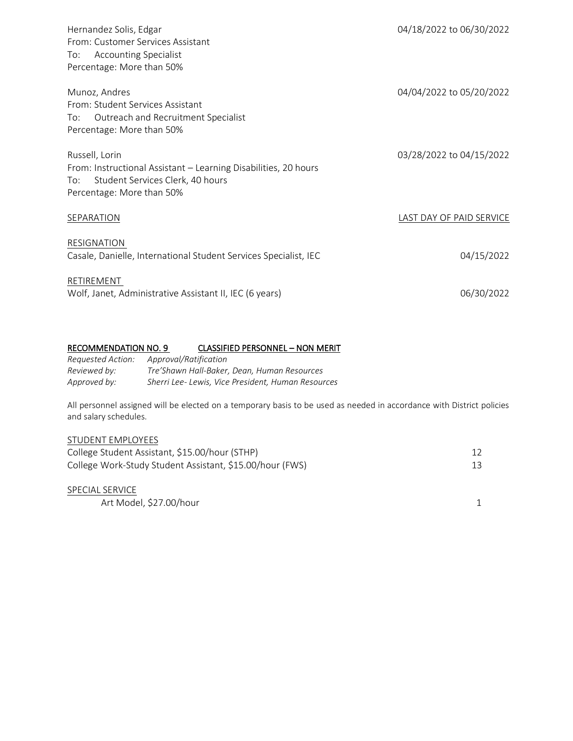Hernandez Solis, Edgar — 04/18/2022 to 06/30/2022
From: Customer Services Assistant
To: Accounting Specialist
Percentage: More than 50%

Munoz, Andres — 04/04/2022 to 05/20/2022
From: Student Services Assistant
To: Outreach and Recruitment Specialist
Percentage: More than 50%

Russell, Lorin — 03/28/2022 to 04/15/2022
From: Instructional Assistant – Learning Disabilities, 20 hours
To: Student Services Clerk, 40 hours
Percentage: More than 50%

| SEPARATION | LAST DAY OF PAID SERVICE |
|---|---|
| **RESIGNATION** | |
| Casale, Danielle, International Student Services Specialist, IEC | 04/15/2022 |
| **RETIREMENT** | |
| Wolf, Janet, Administrative Assistant II, IEC (6 years) | 06/30/2022 |

## RECOMMENDATION NO. 9 CLASSIFIED PERSONNEL – NON MERIT

*Requested Action:* *Approval/Ratification*
*Reviewed by:* *Tre'Shawn Hall-Baker, Dean, Human Resources*
*Approved by:* *Sherri Lee- Lewis, Vice President, Human Resources*

All personnel assigned will be elected on a temporary basis to be used as needed in accordance with District policies and salary schedules.

| STUDENT EMPLOYEES | |
|---|---|
| College Student Assistant, $15.00/hour (STHP) | 12 |
| College Work-Study Student Assistant, $15.00/hour (FWS) | 13 |
| **SPECIAL SERVICE** | |
| Art Model, $27.00/hour | 1 |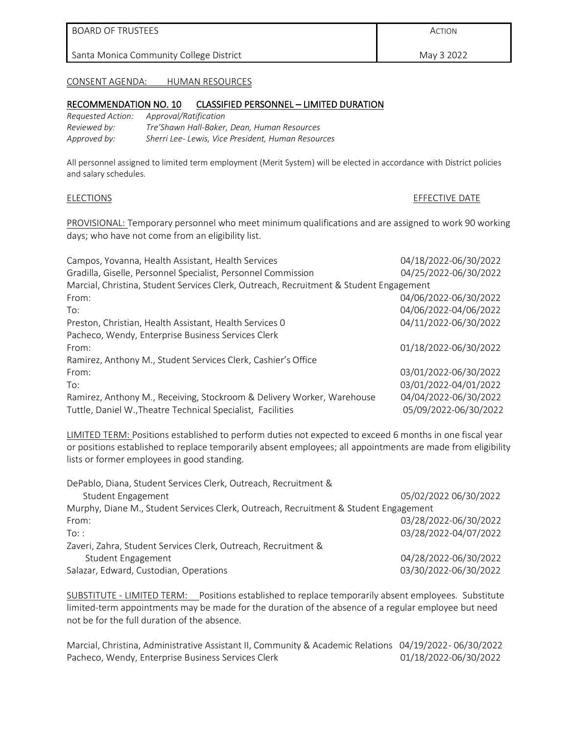| BOARD OF TRUSTEES | ACTION |
| --- | --- |
| Santa Monica Community College District | May 3 2022 |

CONSENT AGENDA: HUMAN RESOURCES

## RECOMMENDATION NO. 10 CLASSIFIED PERSONNEL – LIMITED DURATION

*Requested Action:* *Approval/Ratification*
*Reviewed by:* *Tre'Shawn Hall-Baker, Dean, Human Resources*
*Approved by:* *Sherri Lee- Lewis, Vice President, Human Resources*

All personnel assigned to limited term employment (Merit System) will be elected in accordance with District policies and salary schedules.

ELECTIONS — EFFECTIVE DATE

PROVISIONAL: Temporary personnel who meet minimum qualifications and are assigned to work 90 working days; who have not come from an eligibility list.

| | |
| --- | --- |
| Campos, Yovanna, Health Assistant, Health Services | 04/18/2022-06/30/2022 |
| Gradilla, Giselle, Personnel Specialist, Personnel Commission | 04/25/2022-06/30/2022 |
| Marcial, Christina, Student Services Clerk, Outreach, Recruitment & Student Engagement | |
| From: | 04/06/2022-06/30/2022 |
| To: | 04/06/2022-04/06/2022 |
| Preston, Christian, Health Assistant, Health Services 0 | 04/11/2022-06/30/2022 |
| Pacheco, Wendy, Enterprise Business Services Clerk | |
| From: | 01/18/2022-06/30/2022 |
| Ramirez, Anthony M., Student Services Clerk, Cashier's Office | |
| From: | 03/01/2022-06/30/2022 |
| To: | 03/01/2022-04/01/2022 |
| Ramirez, Anthony M., Receiving, Stockroom & Delivery Worker, Warehouse | 04/04/2022-06/30/2022 |
| Tuttle, Daniel W.,Theatre Technical Specialist, Facilities | 05/09/2022-06/30/2022 |

LIMITED TERM: Positions established to perform duties not expected to exceed 6 months in one fiscal year or positions established to replace temporarily absent employees; all appointments are made from eligibility lists or former employees in good standing.

| | |
| --- | --- |
| DePablo, Diana, Student Services Clerk, Outreach, Recruitment & Student Engagement | 05/02/2022 06/30/2022 |
| Murphy, Diane M., Student Services Clerk, Outreach, Recruitment & Student Engagement | |
| From: | 03/28/2022-06/30/2022 |
| To: : | 03/28/2022-04/07/2022 |
| Zaveri, Zahra, Student Services Clerk, Outreach, Recruitment & Student Engagement | 04/28/2022-06/30/2022 |
| Salazar, Edward, Custodian, Operations | 03/30/2022-06/30/2022 |

SUBSTITUTE - LIMITED TERM: Positions established to replace temporarily absent employees. Substitute limited-term appointments may be made for the duration of the absence of a regular employee but need not be for the full duration of the absence.

| | |
| --- | --- |
| Marcial, Christina, Administrative Assistant II, Community & Academic Relations | 04/19/2022- 06/30/2022 |
| Pacheco, Wendy, Enterprise Business Services Clerk | 01/18/2022-06/30/2022 |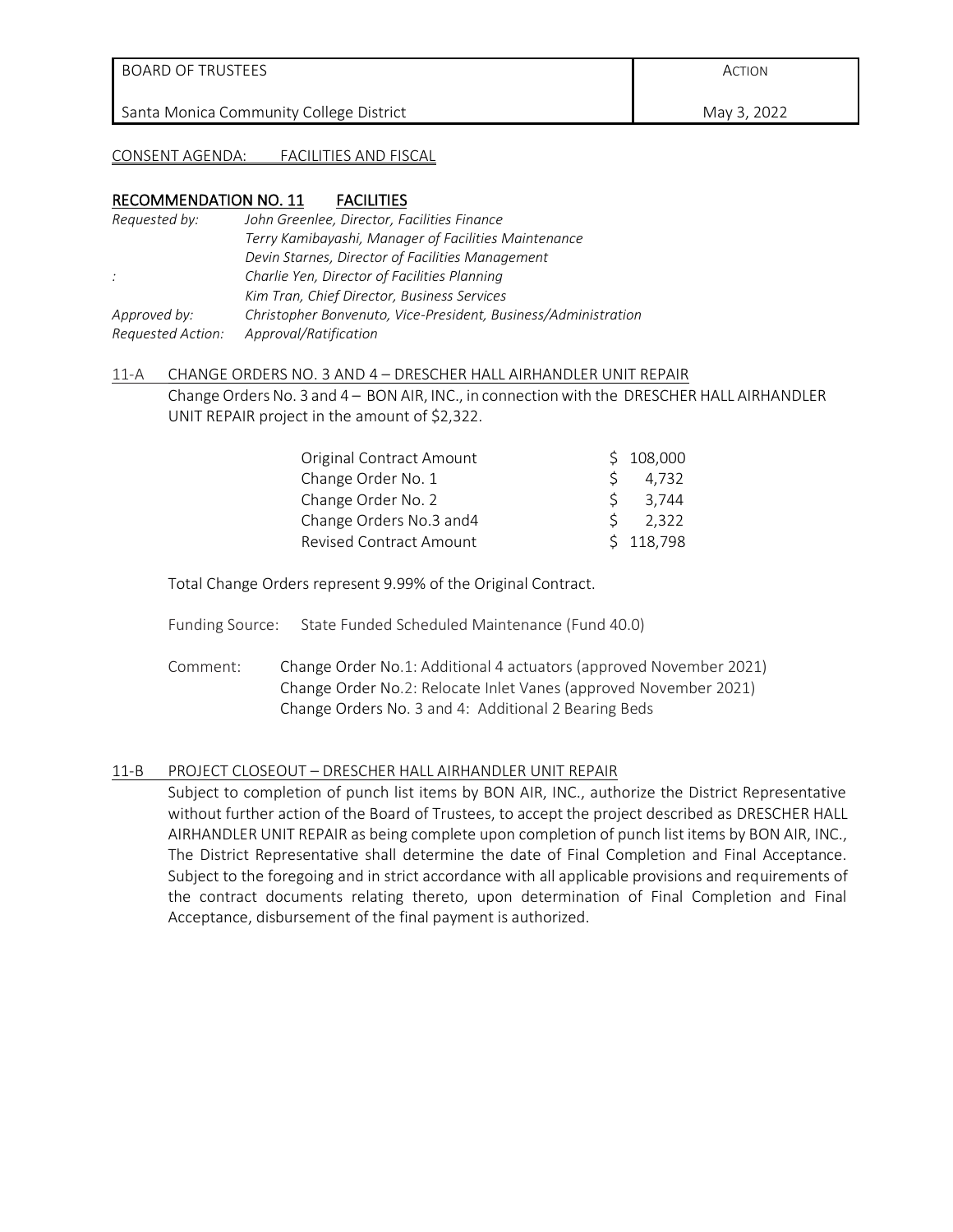| BOARD OF TRUSTEES | ACTION |
|---|---|
| Santa Monica Community College District | May 3, 2022 |

CONSENT AGENDA: FACILITIES AND FISCAL

## RECOMMENDATION NO. 11 FACILITIES

*Requested by:* *John Greenlee, Director, Facilities Finance*
*Terry Kamibayashi, Manager of Facilities Maintenance*
*Devin Starnes, Director of Facilities Management*
*: Charlie Yen, Director of Facilities Planning*
*Kim Tran, Chief Director, Business Services*
*Approved by:* *Christopher Bonvenuto, Vice-President, Business/Administration*
*Requested Action:* *Approval/Ratification*

### 11-A CHANGE ORDERS NO. 3 AND 4 – DRESCHER HALL AIRHANDLER UNIT REPAIR

Change Orders No. 3 and 4 – BON AIR, INC., in connection with the DRESCHER HALL AIRHANDLER UNIT REPAIR project in the amount of $2,322.

| | |
|---|---|
| Original Contract Amount | $ 108,000 |
| Change Order No. 1 | $ 4,732 |
| Change Order No. 2 | $ 3,744 |
| Change Orders No.3 and4 | $ 2,322 |
| Revised Contract Amount | $ 118,798 |

Total Change Orders represent 9.99% of the Original Contract.

Funding Source: State Funded Scheduled Maintenance (Fund 40.0)

Comment: Change Order No.1: Additional 4 actuators (approved November 2021)
Change Order No.2: Relocate Inlet Vanes (approved November 2021)
Change Orders No. 3 and 4: Additional 2 Bearing Beds

### 11-B PROJECT CLOSEOUT – DRESCHER HALL AIRHANDLER UNIT REPAIR

Subject to completion of punch list items by BON AIR, INC., authorize the District Representative without further action of the Board of Trustees, to accept the project described as DRESCHER HALL AIRHANDLER UNIT REPAIR as being complete upon completion of punch list items by BON AIR, INC., The District Representative shall determine the date of Final Completion and Final Acceptance. Subject to the foregoing and in strict accordance with all applicable provisions and requirements of the contract documents relating thereto, upon determination of Final Completion and Final Acceptance, disbursement of the final payment is authorized.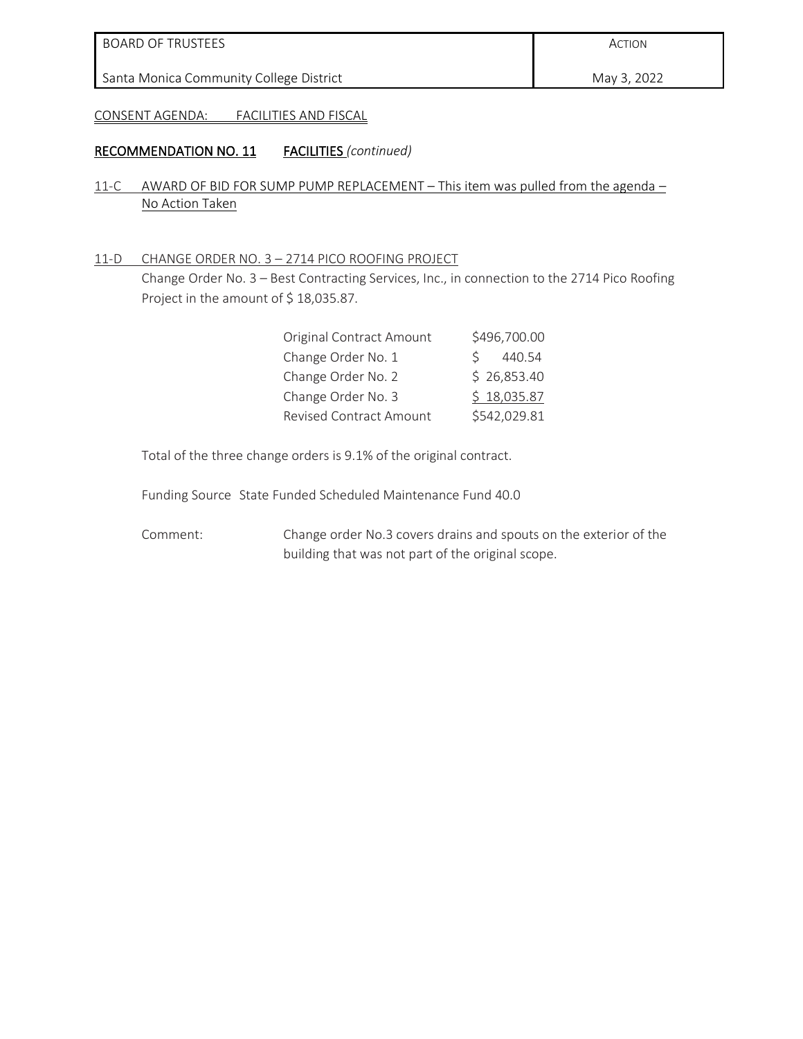| BOARD OF TRUSTEES | ACTION |
| --- | --- |
| Santa Monica Community College District | May 3, 2022 |

CONSENT AGENDA: FACILITIES AND FISCAL

## RECOMMENDATION NO. 11 FACILITIES *(continued)*

### 11-C AWARD OF BID FOR SUMP PUMP REPLACEMENT – This item was pulled from the agenda – No Action Taken

### 11-D CHANGE ORDER NO. 3 – 2714 PICO ROOFING PROJECT

Change Order No. 3 – Best Contracting Services, Inc., in connection to the 2714 Pico Roofing Project in the amount of $ 18,035.87.

| | |
| --- | --- |
| Original Contract Amount | $496,700.00 |
| Change Order No. 1 | $ 440.54 |
| Change Order No. 2 | $ 26,853.40 |
| Change Order No. 3 | $ 18,035.87 |
| Revised Contract Amount | $542,029.81 |

Total of the three change orders is 9.1% of the original contract.

Funding Source State Funded Scheduled Maintenance Fund 40.0

Comment: Change order No.3 covers drains and spouts on the exterior of the building that was not part of the original scope.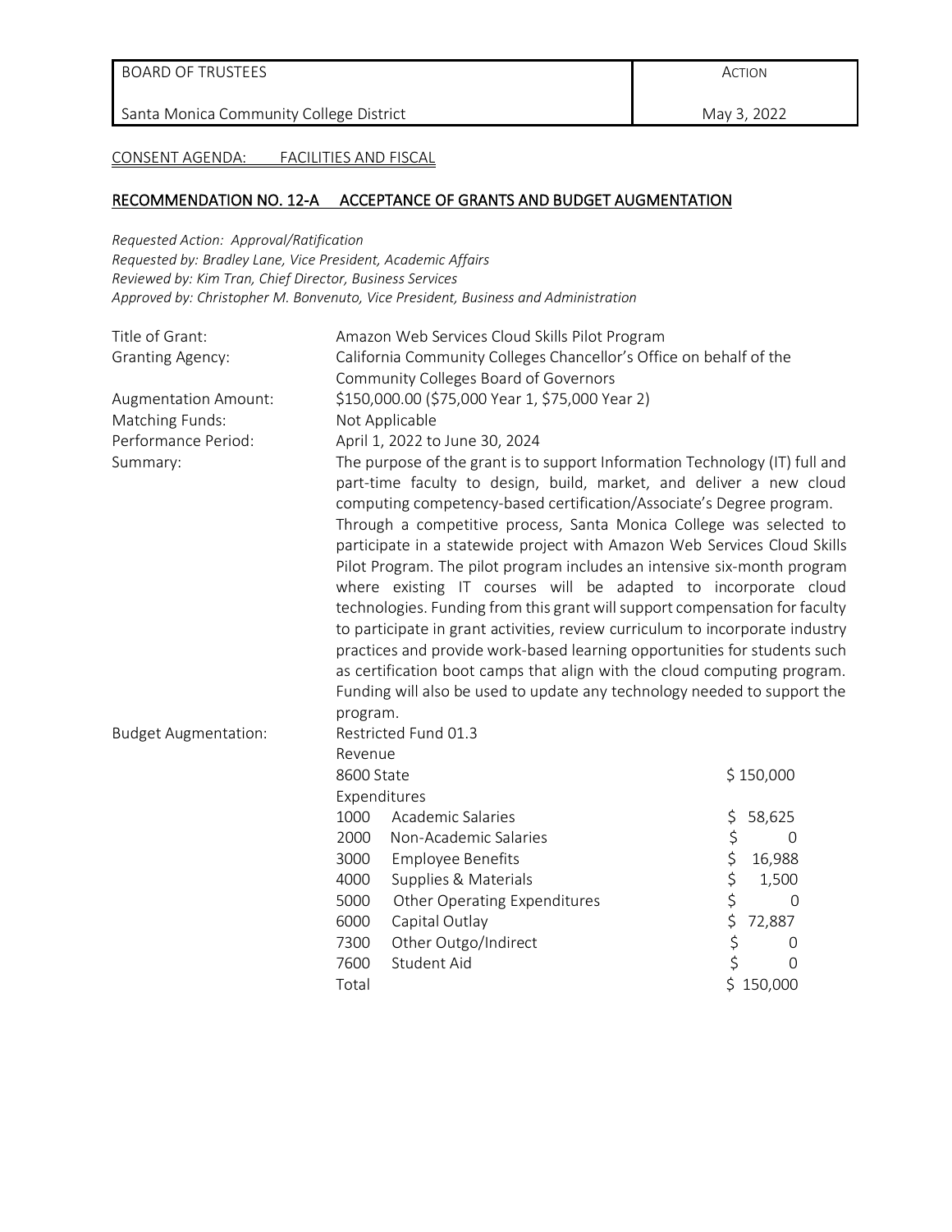| BOARD OF TRUSTEES | ACTION |
|---|---|
| Santa Monica Community College District | May 3, 2022 |

CONSENT AGENDA: FACILITIES AND FISCAL

## RECOMMENDATION NO. 12-A ACCEPTANCE OF GRANTS AND BUDGET AUGMENTATION

*Requested Action: Approval/Ratification*
*Requested by: Bradley Lane, Vice President, Academic Affairs*
*Reviewed by: Kim Tran, Chief Director, Business Services*
*Approved by: Christopher M. Bonvenuto, Vice President, Business and Administration*

Title of Grant: Amazon Web Services Cloud Skills Pilot Program

Granting Agency: California Community Colleges Chancellor's Office on behalf of the Community Colleges Board of Governors

Augmentation Amount: $150,000.00 ($75,000 Year 1, $75,000 Year 2)

Matching Funds: Not Applicable

Performance Period: April 1, 2022 to June 30, 2024

Summary: The purpose of the grant is to support Information Technology (IT) full and part-time faculty to design, build, market, and deliver a new cloud computing competency-based certification/Associate's Degree program. Through a competitive process, Santa Monica College was selected to participate in a statewide project with Amazon Web Services Cloud Skills Pilot Program. The pilot program includes an intensive six-month program where existing IT courses will be adapted to incorporate cloud technologies. Funding from this grant will support compensation for faculty to participate in grant activities, review curriculum to incorporate industry practices and provide work-based learning opportunities for students such as certification boot camps that align with the cloud computing program. Funding will also be used to update any technology needed to support the program.

Budget Augmentation: Restricted Fund 01.3

| Revenue | | |
|---|---|---|
| 8600 | State | $ 150,000 |
| **Expenditures** | | |
| 1000 | Academic Salaries | $ 58,625 |
| 2000 | Non-Academic Salaries | $ 0 |
| 3000 | Employee Benefits | $ 16,988 |
| 4000 | Supplies & Materials | $ 1,500 |
| 5000 | Other Operating Expenditures | $ 0 |
| 6000 | Capital Outlay | $ 72,887 |
| 7300 | Other Outgo/Indirect | $ 0 |
| 7600 | Student Aid | $ 0 |
| Total | | $ 150,000 |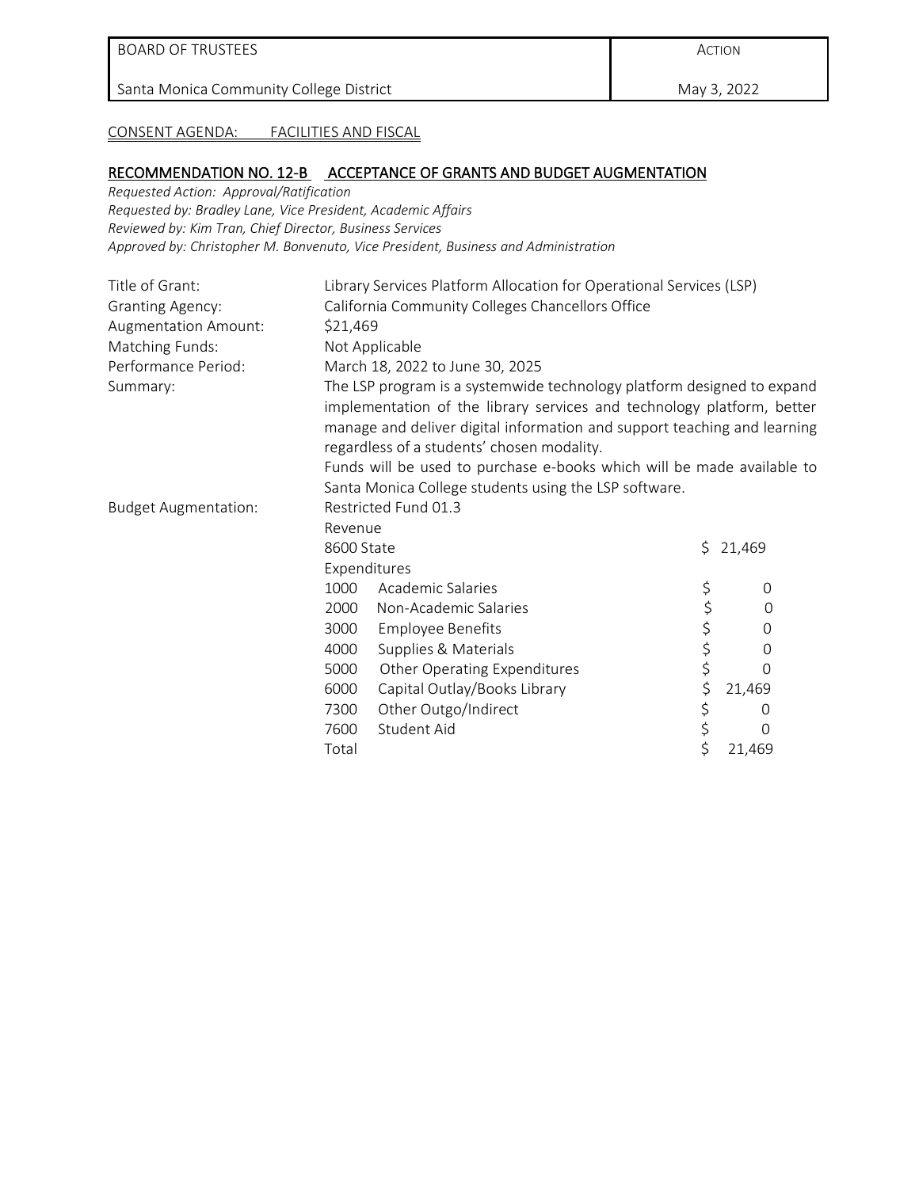| BOARD OF TRUSTEES | ACTION |
| --- | --- |
| Santa Monica Community College District | May 3, 2022 |

CONSENT AGENDA: FACILITIES AND FISCAL

## RECOMMENDATION NO. 12-B ACCEPTANCE OF GRANTS AND BUDGET AUGMENTATION

*Requested Action: Approval/Ratification*
*Requested by: Bradley Lane, Vice President, Academic Affairs*
*Reviewed by: Kim Tran, Chief Director, Business Services*
*Approved by: Christopher M. Bonvenuto, Vice President, Business and Administration*

Title of Grant: Library Services Platform Allocation for Operational Services (LSP)

Granting Agency: California Community Colleges Chancellors Office

Augmentation Amount: $21,469

Matching Funds: Not Applicable

Performance Period: March 18, 2022 to June 30, 2025

Summary: The LSP program is a systemwide technology platform designed to expand implementation of the library services and technology platform, better manage and deliver digital information and support teaching and learning regardless of a students' chosen modality.
Funds will be used to purchase e-books which will be made available to Santa Monica College students using the LSP software.

Budget Augmentation: Restricted Fund 01.3

Revenue

| | | |
| --- | --- | --- |
| 8600 | State | $ 21,469 |

Expenditures

| | | |
| --- | --- | --- |
| 1000 | Academic Salaries | $ 0 |
| 2000 | Non-Academic Salaries | $ 0 |
| 3000 | Employee Benefits | $ 0 |
| 4000 | Supplies & Materials | $ 0 |
| 5000 | Other Operating Expenditures | $ 0 |
| 6000 | Capital Outlay/Books Library | $ 21,469 |
| 7300 | Other Outgo/Indirect | $ 0 |
| 7600 | Student Aid | $ 0 |
| Total | | $ 21,469 |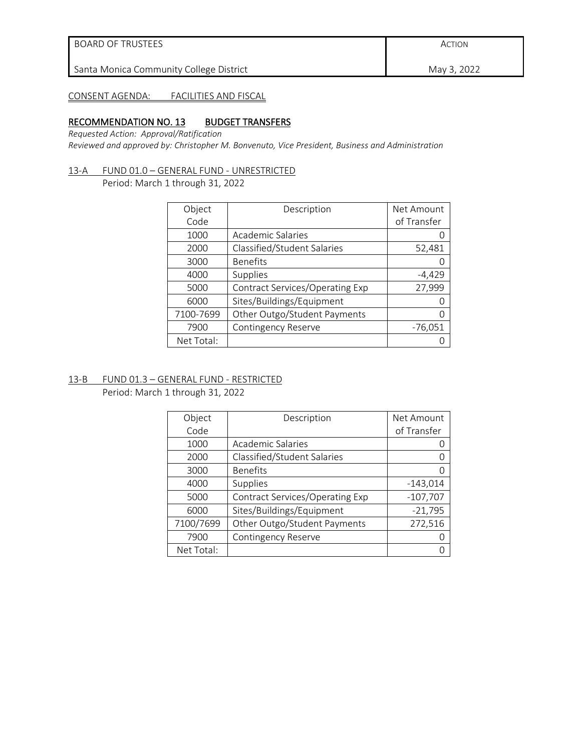| BOARD OF TRUSTEES | ACTION |
|---|---|
| Santa Monica Community College District | May 3, 2022 |

CONSENT AGENDA: FACILITIES AND FISCAL

## RECOMMENDATION NO. 13 BUDGET TRANSFERS

*Requested Action: Approval/Ratification*
*Reviewed and approved by: Christopher M. Bonvenuto, Vice President, Business and Administration*

### 13-A FUND 01.0 – GENERAL FUND - UNRESTRICTED

Period: March 1 through 31, 2022

| Object Code | Description | Net Amount of Transfer |
|---|---|---|
| 1000 | Academic Salaries | 0 |
| 2000 | Classified/Student Salaries | 52,481 |
| 3000 | Benefits | 0 |
| 4000 | Supplies | -4,429 |
| 5000 | Contract Services/Operating Exp | 27,999 |
| 6000 | Sites/Buildings/Equipment | 0 |
| 7100-7699 | Other Outgo/Student Payments | 0 |
| 7900 | Contingency Reserve | -76,051 |
| Net Total: | | 0 |

### 13-B FUND 01.3 – GENERAL FUND - RESTRICTED

Period: March 1 through 31, 2022

| Object Code | Description | Net Amount of Transfer |
|---|---|---|
| 1000 | Academic Salaries | 0 |
| 2000 | Classified/Student Salaries | 0 |
| 3000 | Benefits | 0 |
| 4000 | Supplies | -143,014 |
| 5000 | Contract Services/Operating Exp | -107,707 |
| 6000 | Sites/Buildings/Equipment | -21,795 |
| 7100/7699 | Other Outgo/Student Payments | 272,516 |
| 7900 | Contingency Reserve | 0 |
| Net Total: | | 0 |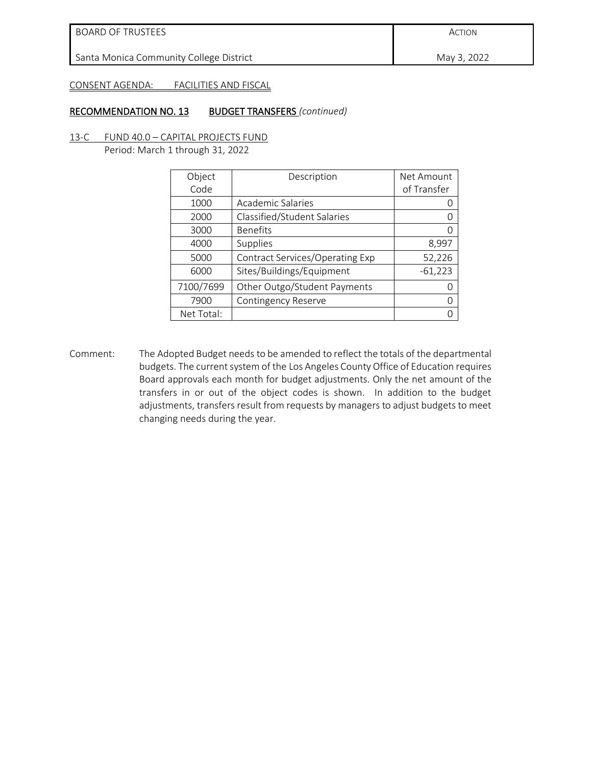| BOARD OF TRUSTEES | ACTION |
| --- | --- |
| Santa Monica Community College District | May 3, 2022 |

CONSENT AGENDA: FACILITIES AND FISCAL

## RECOMMENDATION NO. 13 BUDGET TRANSFERS *(continued)*

13-C FUND 40.0 – CAPITAL PROJECTS FUND
Period: March 1 through 31, 2022

| Object Code | Description | Net Amount of Transfer |
| --- | --- | --- |
| 1000 | Academic Salaries | 0 |
| 2000 | Classified/Student Salaries | 0 |
| 3000 | Benefits | 0 |
| 4000 | Supplies | 8,997 |
| 5000 | Contract Services/Operating Exp | 52,226 |
| 6000 | Sites/Buildings/Equipment | -61,223 |
| 7100/7699 | Other Outgo/Student Payments | 0 |
| 7900 | Contingency Reserve | 0 |
| Net Total: | | 0 |

Comment: The Adopted Budget needs to be amended to reflect the totals of the departmental budgets. The current system of the Los Angeles County Office of Education requires Board approvals each month for budget adjustments. Only the net amount of the transfers in or out of the object codes is shown. In addition to the budget adjustments, transfers result from requests by managers to adjust budgets to meet changing needs during the year.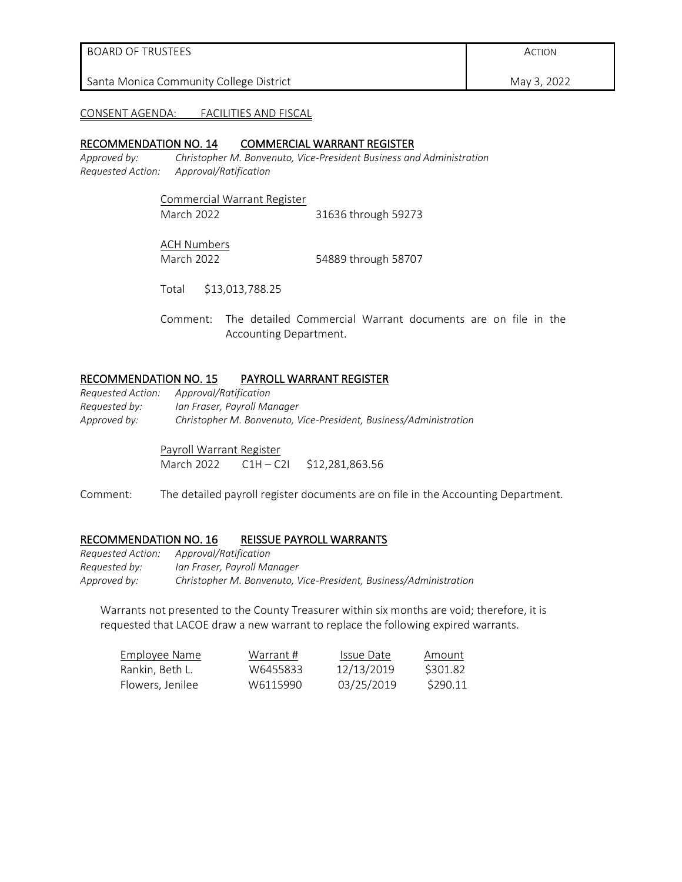| BOARD OF TRUSTEES | ACTION |
|---|---|
| Santa Monica Community College District | May 3, 2022 |

CONSENT AGENDA: FACILITIES AND FISCAL

## RECOMMENDATION NO. 14 COMMERCIAL WARRANT REGISTER

*Approved by:* *Christopher M. Bonvenuto, Vice-President Business and Administration*
*Requested Action:* *Approval/Ratification*

Commercial Warrant Register
March 2022 31636 through 59273

ACH Numbers
March 2022 54889 through 58707

Total $13,013,788.25

Comment: The detailed Commercial Warrant documents are on file in the Accounting Department.

## RECOMMENDATION NO. 15 PAYROLL WARRANT REGISTER

*Requested Action:* *Approval/Ratification*
*Requested by:* *Ian Fraser, Payroll Manager*
*Approved by:* *Christopher M. Bonvenuto, Vice-President, Business/Administration*

Payroll Warrant Register
March 2022 C1H – C2I $12,281,863.56

Comment: The detailed payroll register documents are on file in the Accounting Department.

## RECOMMENDATION NO. 16 REISSUE PAYROLL WARRANTS

*Requested Action:* *Approval/Ratification*
*Requested by:* *Ian Fraser, Payroll Manager*
*Approved by:* *Christopher M. Bonvenuto, Vice-President, Business/Administration*

Warrants not presented to the County Treasurer within six months are void; therefore, it is requested that LACOE draw a new warrant to replace the following expired warrants.

| Employee Name | Warrant # | Issue Date | Amount |
|---|---|---|---|
| Rankin, Beth L. | W6455833 | 12/13/2019 | $301.82 |
| Flowers, Jenilee | W6115990 | 03/25/2019 | $290.11 |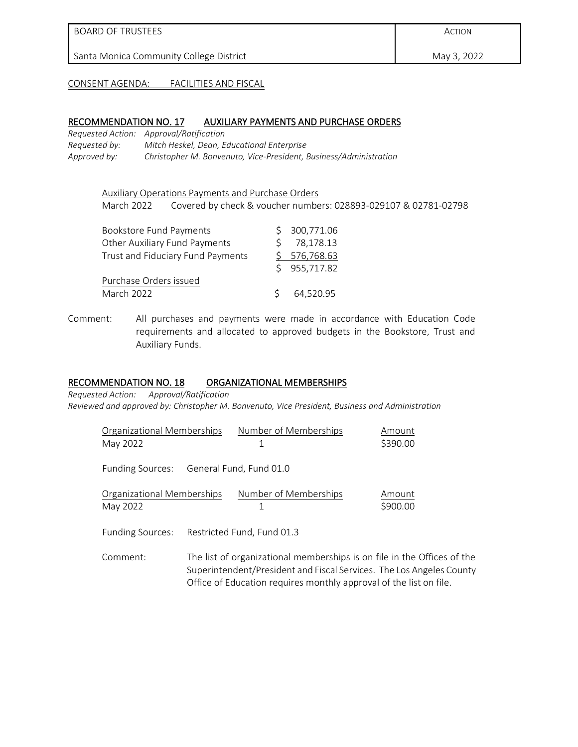| BOARD OF TRUSTEES | ACTION |
| --- | --- |
| Santa Monica Community College District | May 3, 2022 |

CONSENT AGENDA: FACILITIES AND FISCAL

## RECOMMENDATION NO. 17 AUXILIARY PAYMENTS AND PURCHASE ORDERS

*Requested Action:* *Approval/Ratification*
*Requested by:* *Mitch Heskel, Dean, Educational Enterprise*
*Approved by:* *Christopher M. Bonvenuto, Vice-President, Business/Administration*

Auxiliary Operations Payments and Purchase Orders
March 2022 Covered by check & voucher numbers: 028893-029107 & 02781-02798

| | |
| --- | --- |
| Bookstore Fund Payments | $ 300,771.06 |
| Other Auxiliary Fund Payments | $ 78,178.13 |
| Trust and Fiduciary Fund Payments | $ 576,768.63 |
| | $ 955,717.82 |
| Purchase Orders issued | |
| March 2022 | $ 64,520.95 |

Comment: All purchases and payments were made in accordance with Education Code requirements and allocated to approved budgets in the Bookstore, Trust and Auxiliary Funds.

## RECOMMENDATION NO. 18 ORGANIZATIONAL MEMBERSHIPS

*Requested Action:* *Approval/Ratification*
*Reviewed and approved by: Christopher M. Bonvenuto, Vice President, Business and Administration*

| Organizational Memberships | Number of Memberships | Amount |
| --- | --- | --- |
| May 2022 | 1 | $390.00 |

Funding Sources: General Fund, Fund 01.0

| Organizational Memberships | Number of Memberships | Amount |
| --- | --- | --- |
| May 2022 | 1 | $900.00 |

Funding Sources: Restricted Fund, Fund 01.3

Comment: The list of organizational memberships is on file in the Offices of the Superintendent/President and Fiscal Services. The Los Angeles County Office of Education requires monthly approval of the list on file.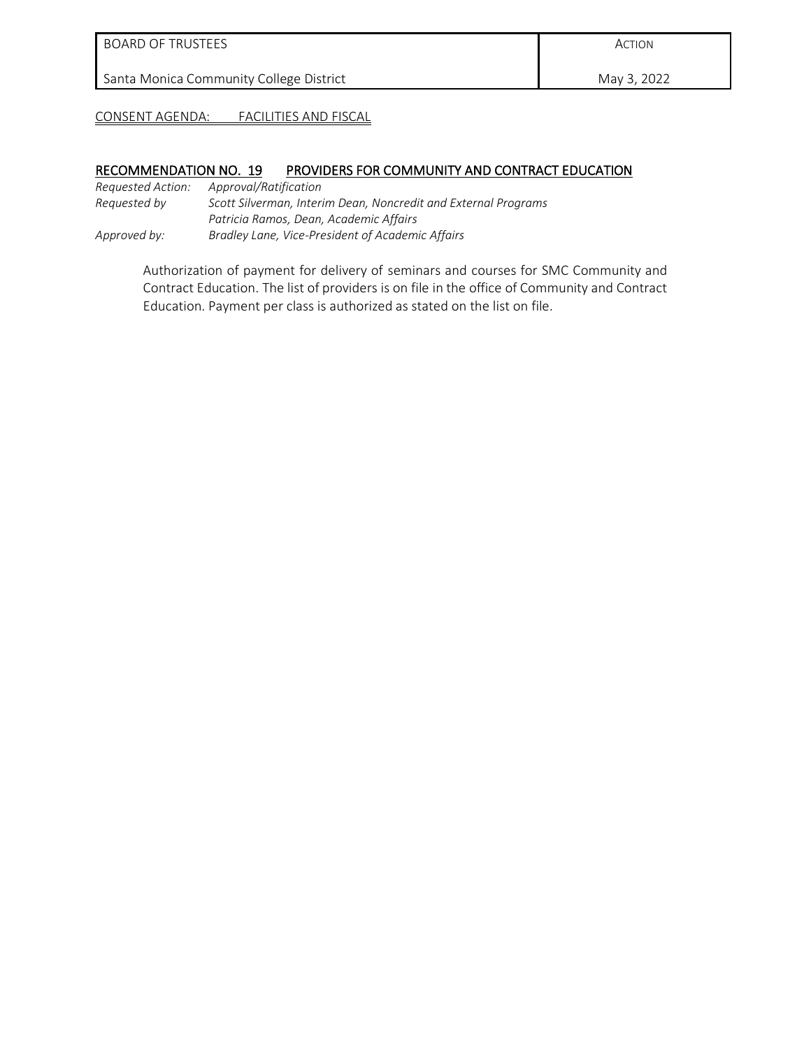| BOARD OF TRUSTEES | ACTION |
| --- | --- |
| Santa Monica Community College District | May 3, 2022 |

CONSENT AGENDA: FACILITIES AND FISCAL

## RECOMMENDATION NO. 19 PROVIDERS FOR COMMUNITY AND CONTRACT EDUCATION

*Requested Action:* *Approval/Ratification*
*Requested by* *Scott Silverman, Interim Dean, Noncredit and External Programs*
*Patricia Ramos, Dean, Academic Affairs*
*Approved by:* *Bradley Lane, Vice-President of Academic Affairs*

Authorization of payment for delivery of seminars and courses for SMC Community and Contract Education. The list of providers is on file in the office of Community and Contract Education. Payment per class is authorized as stated on the list on file.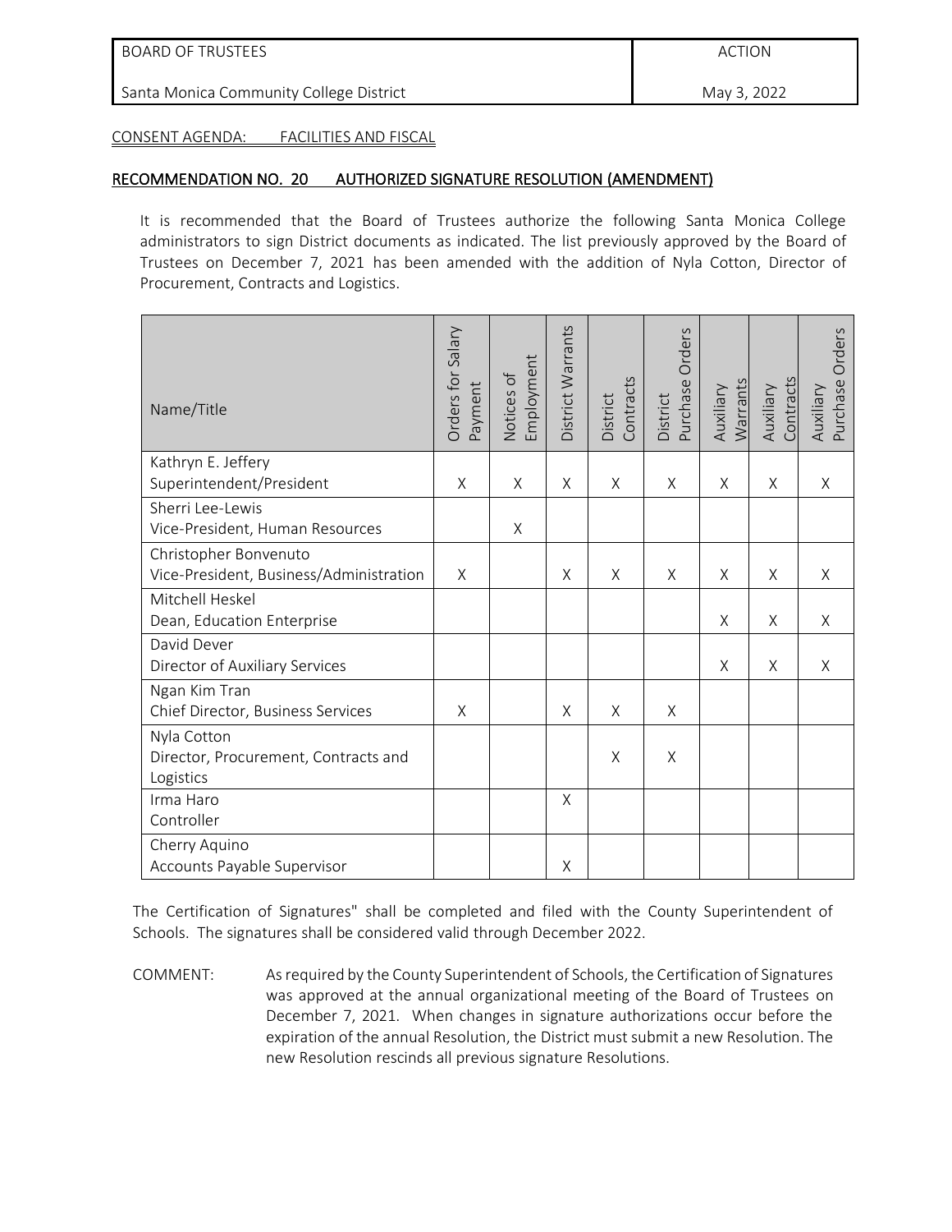| BOARD OF TRUSTEES | ACTION |
|---|---|
| Santa Monica Community College District | May 3, 2022 |

CONSENT AGENDA: FACILITIES AND FISCAL

## RECOMMENDATION NO. 20 AUTHORIZED SIGNATURE RESOLUTION (AMENDMENT)

It is recommended that the Board of Trustees authorize the following Santa Monica College administrators to sign District documents as indicated. The list previously approved by the Board of Trustees on December 7, 2021 has been amended with the addition of Nyla Cotton, Director of Procurement, Contracts and Logistics.

| Name/Title | Orders for Salary Payment | Notices of Employment | District Warrants | District Contracts | District Purchase Orders | Auxiliary Warrants | Auxiliary Contracts | Auxiliary Purchase Orders |
|---|---|---|---|---|---|---|---|---|
| Kathryn E. Jeffery<br>Superintendent/President | X | X | X | X | X | X | X | X |
| Sherri Lee-Lewis<br>Vice-President, Human Resources | | X | | | | | | |
| Christopher Bonvenuto<br>Vice-President, Business/Administration | X | | X | X | X | X | X | X |
| Mitchell Heskel<br>Dean, Education Enterprise | | | | | | X | X | X |
| David Dever<br>Director of Auxiliary Services | | | | | | X | X | X |
| Ngan Kim Tran<br>Chief Director, Business Services | X | | X | X | X | | | |
| Nyla Cotton<br>Director, Procurement, Contracts and Logistics | | | | X | X | | | |
| Irma Haro<br>Controller | | | X | | | | | |
| Cherry Aquino<br>Accounts Payable Supervisor | | | X | | | | | |

The Certification of Signatures" shall be completed and filed with the County Superintendent of Schools. The signatures shall be considered valid through December 2022.

COMMENT: As required by the County Superintendent of Schools, the Certification of Signatures was approved at the annual organizational meeting of the Board of Trustees on December 7, 2021. When changes in signature authorizations occur before the expiration of the annual Resolution, the District must submit a new Resolution. The new Resolution rescinds all previous signature Resolutions.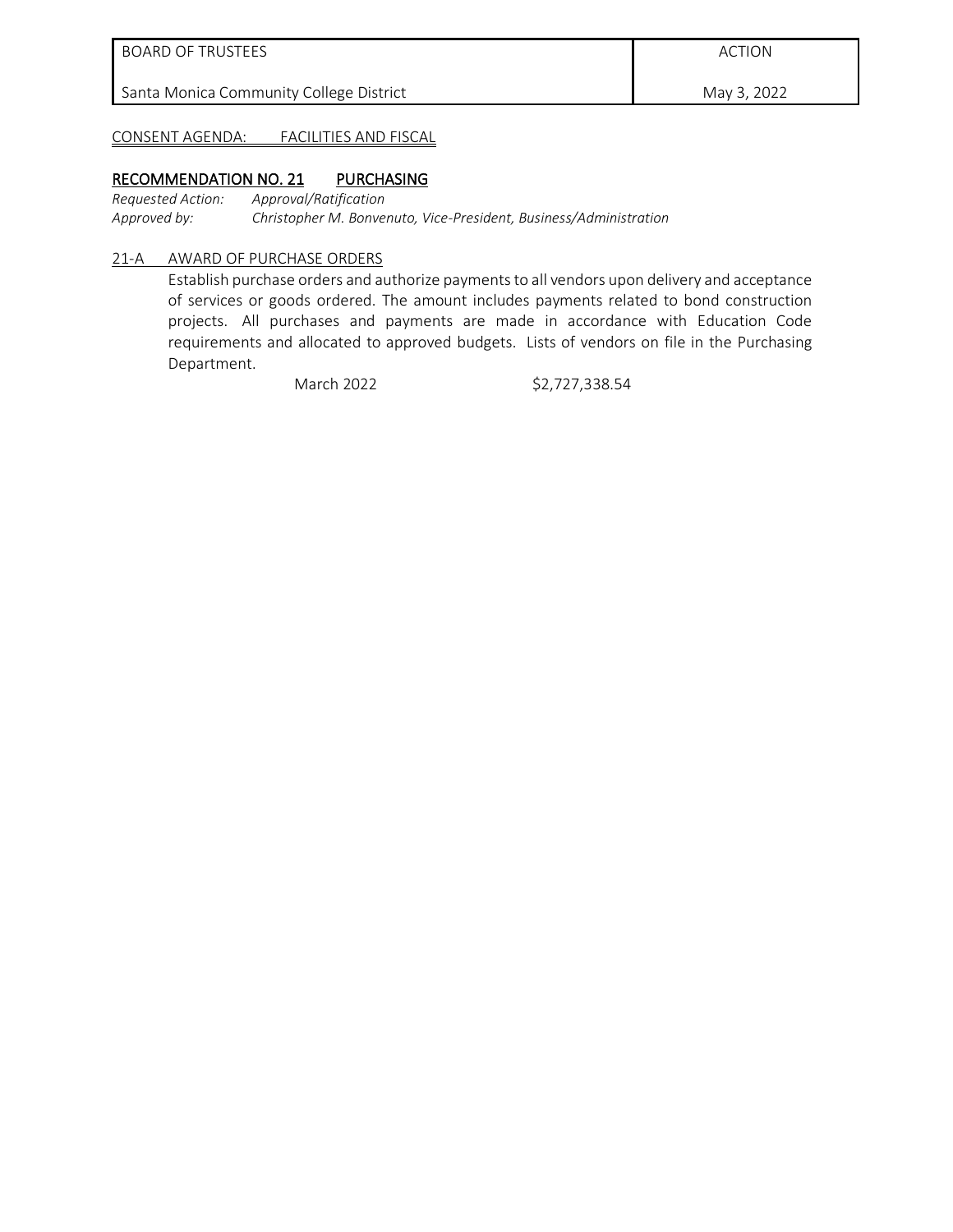| BOARD OF TRUSTEES | ACTION |
| --- | --- |
| Santa Monica Community College District | May 3, 2022 |

CONSENT AGENDA: FACILITIES AND FISCAL

## RECOMMENDATION NO. 21 PURCHASING

*Requested Action:* *Approval/Ratification*
*Approved by:* *Christopher M. Bonvenuto, Vice-President, Business/Administration*

### 21-A AWARD OF PURCHASE ORDERS

Establish purchase orders and authorize payments to all vendors upon delivery and acceptance of services or goods ordered. The amount includes payments related to bond construction projects. All purchases and payments are made in accordance with Education Code requirements and allocated to approved budgets. Lists of vendors on file in the Purchasing Department.

March 2022 $2,727,338.54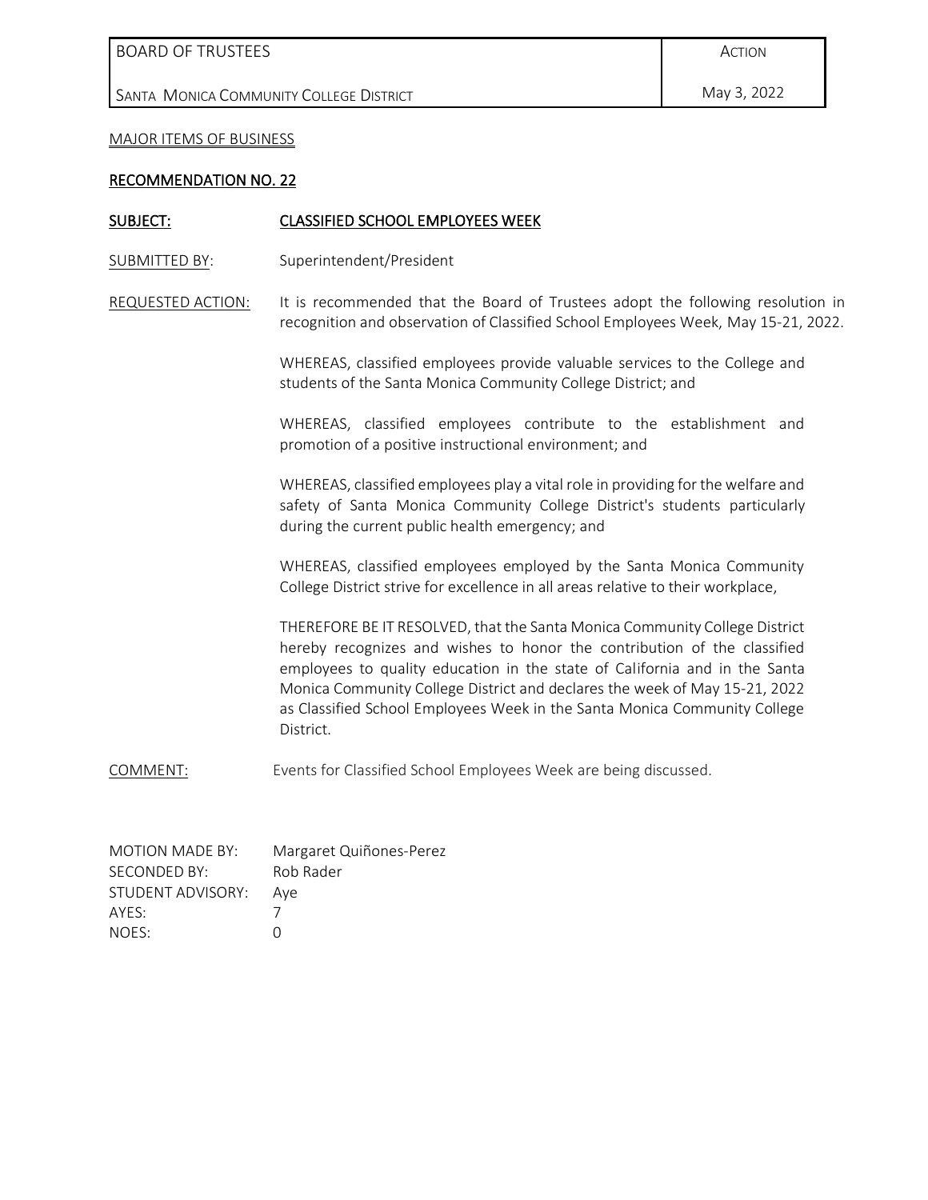| BOARD OF TRUSTEES | ACTION |
|---|---|
| SANTA MONICA COMMUNITY COLLEGE DISTRICT | May 3, 2022 |

MAJOR ITEMS OF BUSINESS

## RECOMMENDATION NO. 22

**SUBJECT:** **CLASSIFIED SCHOOL EMPLOYEES WEEK**

SUBMITTED BY: Superintendent/President

REQUESTED ACTION: It is recommended that the Board of Trustees adopt the following resolution in recognition and observation of Classified School Employees Week, May 15-21, 2022.

WHEREAS, classified employees provide valuable services to the College and students of the Santa Monica Community College District; and

WHEREAS, classified employees contribute to the establishment and promotion of a positive instructional environment; and

WHEREAS, classified employees play a vital role in providing for the welfare and safety of Santa Monica Community College District's students particularly during the current public health emergency; and

WHEREAS, classified employees employed by the Santa Monica Community College District strive for excellence in all areas relative to their workplace,

THEREFORE BE IT RESOLVED, that the Santa Monica Community College District hereby recognizes and wishes to honor the contribution of the classified employees to quality education in the state of California and in the Santa Monica Community College District and declares the week of May 15-21, 2022 as Classified School Employees Week in the Santa Monica Community College District.

COMMENT: Events for Classified School Employees Week are being discussed.

MOTION MADE BY: Margaret Quiñones-Perez
SECONDED BY: Rob Rader
STUDENT ADVISORY: Aye
AYES: 7
NOES: 0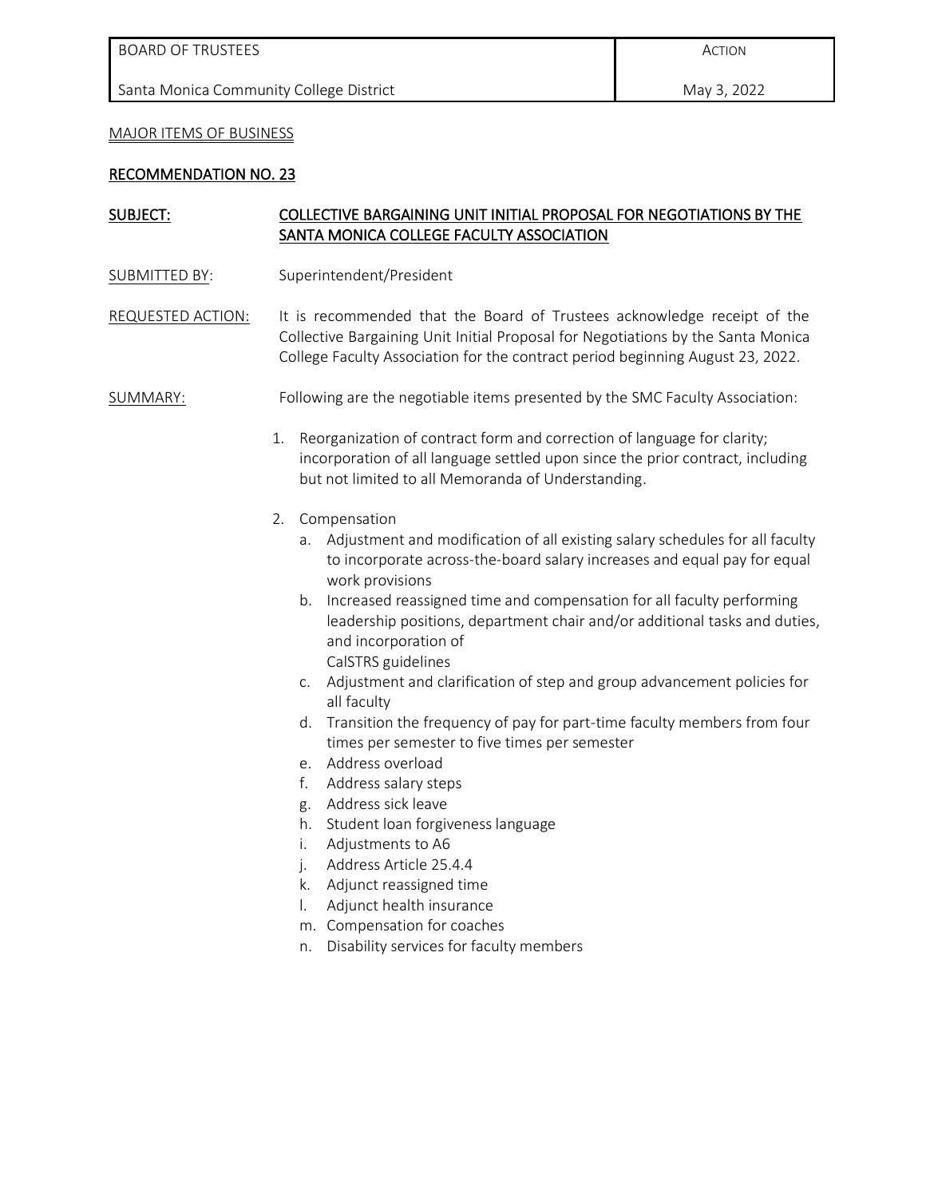| BOARD OF TRUSTEES | ACTION |
| --- | --- |
| Santa Monica Community College District | May 3, 2022 |

MAJOR ITEMS OF BUSINESS

**RECOMMENDATION NO. 23**

**SUBJECT:** **COLLECTIVE BARGAINING UNIT INITIAL PROPOSAL FOR NEGOTIATIONS BY THE SANTA MONICA COLLEGE FACULTY ASSOCIATION**

SUBMITTED BY: Superintendent/President

REQUESTED ACTION: It is recommended that the Board of Trustees acknowledge receipt of the Collective Bargaining Unit Initial Proposal for Negotiations by the Santa Monica College Faculty Association for the contract period beginning August 23, 2022.

SUMMARY: Following are the negotiable items presented by the SMC Faculty Association:

1. Reorganization of contract form and correction of language for clarity; incorporation of all language settled upon since the prior contract, including but not limited to all Memoranda of Understanding.

2. Compensation
   a. Adjustment and modification of all existing salary schedules for all faculty to incorporate across-the-board salary increases and equal pay for equal work provisions
   b. Increased reassigned time and compensation for all faculty performing leadership positions, department chair and/or additional tasks and duties, and incorporation of CalSTRS guidelines
   c. Adjustment and clarification of step and group advancement policies for all faculty
   d. Transition the frequency of pay for part-time faculty members from four times per semester to five times per semester
   e. Address overload
   f. Address salary steps
   g. Address sick leave
   h. Student loan forgiveness language
   i. Adjustments to A6
   j. Address Article 25.4.4
   k. Adjunct reassigned time
   l. Adjunct health insurance
   m. Compensation for coaches
   n. Disability services for faculty members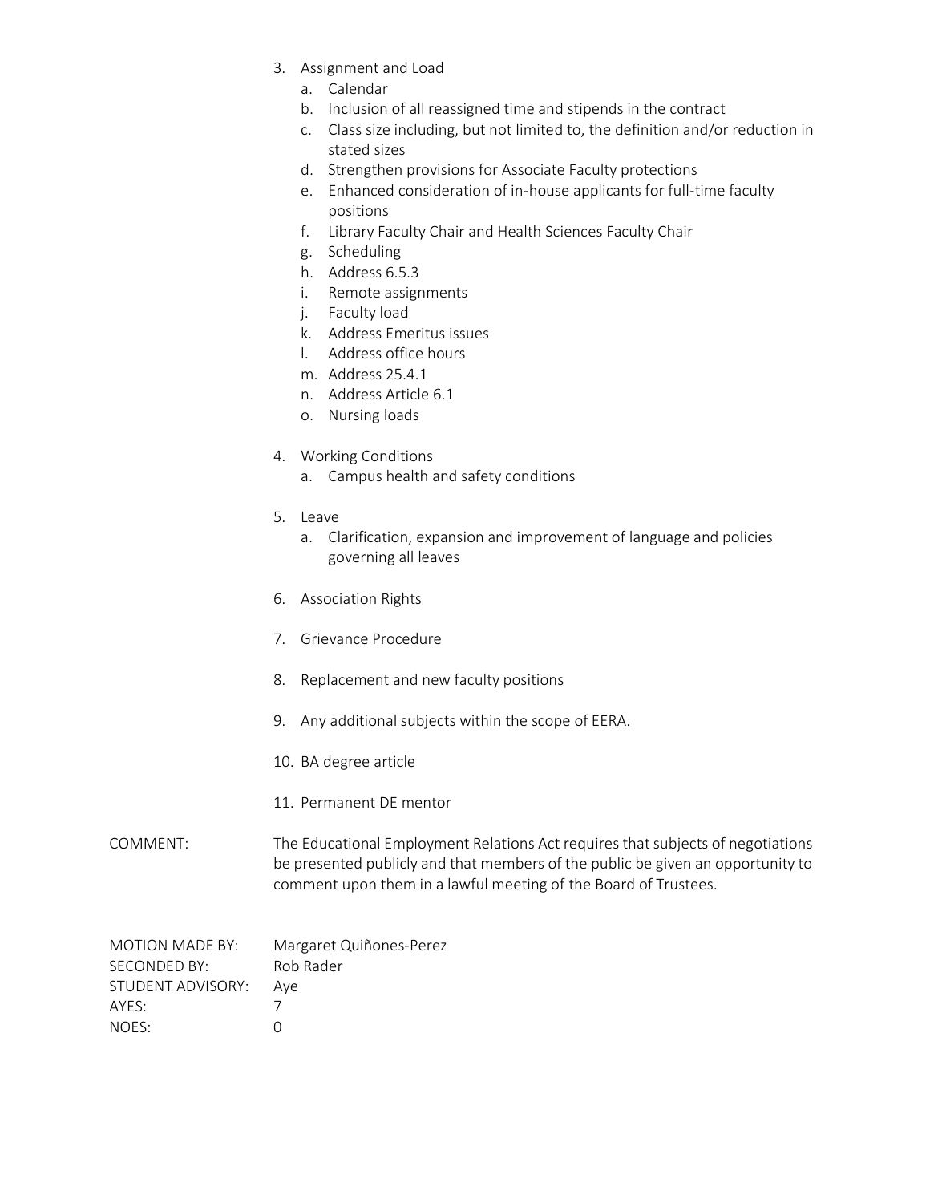3. Assignment and Load
    a. Calendar
    b. Inclusion of all reassigned time and stipends in the contract
    c. Class size including, but not limited to, the definition and/or reduction in stated sizes
    d. Strengthen provisions for Associate Faculty protections
    e. Enhanced consideration of in-house applicants for full-time faculty positions
    f. Library Faculty Chair and Health Sciences Faculty Chair
    g. Scheduling
    h. Address 6.5.3
    i. Remote assignments
    j. Faculty load
    k. Address Emeritus issues
    l. Address office hours
    m. Address 25.4.1
    n. Address Article 6.1
    o. Nursing loads

4. Working Conditions
    a. Campus health and safety conditions

5. Leave
    a. Clarification, expansion and improvement of language and policies governing all leaves

6. Association Rights

7. Grievance Procedure

8. Replacement and new faculty positions

9. Any additional subjects within the scope of EERA.

10. BA degree article

11. Permanent DE mentor

COMMENT: The Educational Employment Relations Act requires that subjects of negotiations be presented publicly and that members of the public be given an opportunity to comment upon them in a lawful meeting of the Board of Trustees.

MOTION MADE BY: Margaret Quiñones-Perez
SECONDED BY: Rob Rader
STUDENT ADVISORY: Aye
AYES: 7
NOES: 0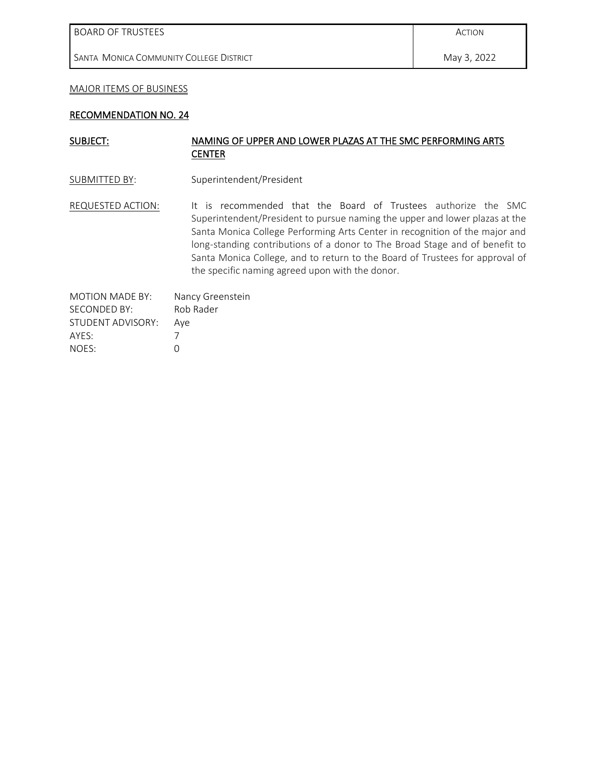| BOARD OF TRUSTEES | ACTION |
|---|---|
| SANTA MONICA COMMUNITY COLLEGE DISTRICT | May 3, 2022 |

MAJOR ITEMS OF BUSINESS

**RECOMMENDATION NO. 24**

**SUBJECT:** **NAMING OF UPPER AND LOWER PLAZAS AT THE SMC PERFORMING ARTS CENTER**

SUBMITTED BY: Superintendent/President

REQUESTED ACTION: It is recommended that the Board of Trustees authorize the SMC Superintendent/President to pursue naming the upper and lower plazas at the Santa Monica College Performing Arts Center in recognition of the major and long-standing contributions of a donor to The Broad Stage and of benefit to Santa Monica College, and to return to the Board of Trustees for approval of the specific naming agreed upon with the donor.

MOTION MADE BY: Nancy Greenstein
SECONDED BY: Rob Rader
STUDENT ADVISORY: Aye
AYES: 7
NOES: 0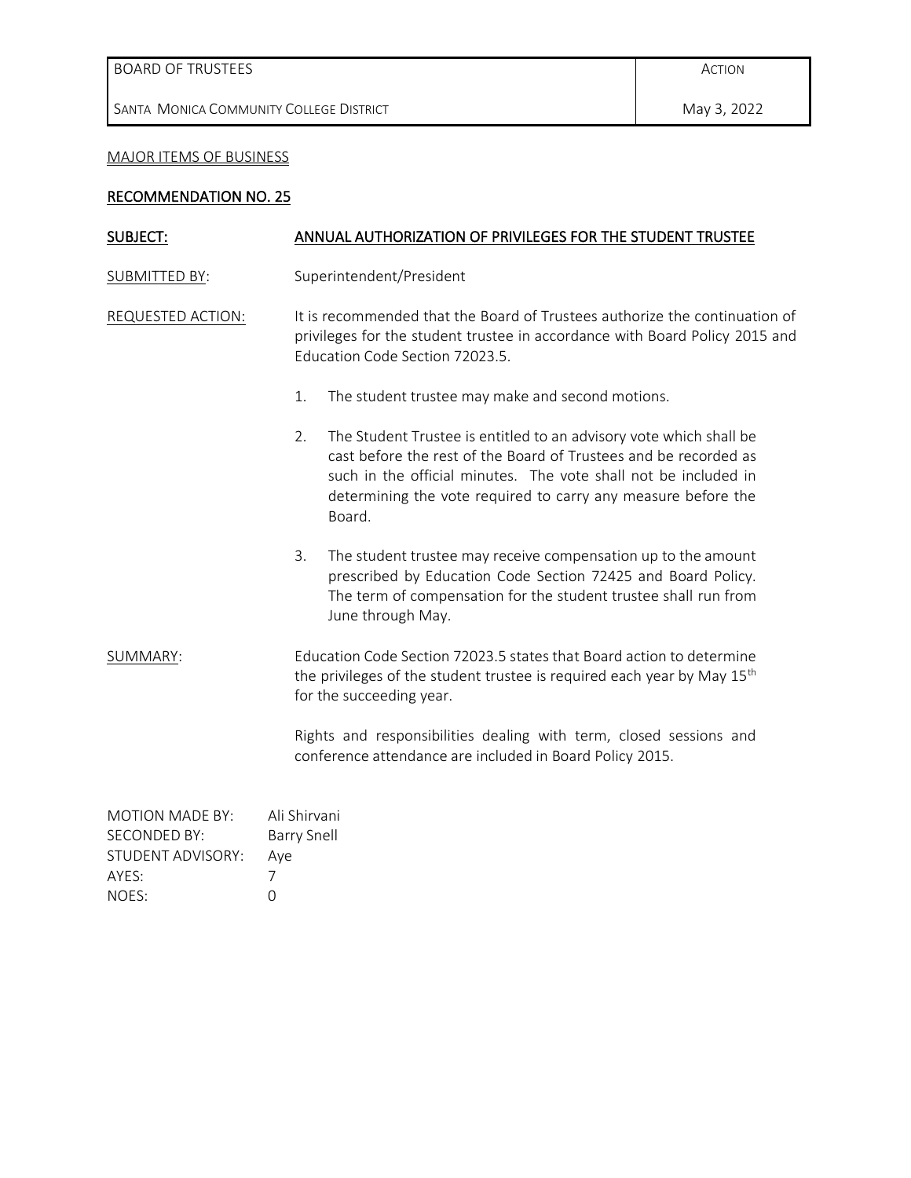| BOARD OF TRUSTEES | ACTION |
| --- | --- |
| SANTA MONICA COMMUNITY COLLEGE DISTRICT | May 3, 2022 |

MAJOR ITEMS OF BUSINESS

## RECOMMENDATION NO. 25

**SUBJECT:** **ANNUAL AUTHORIZATION OF PRIVILEGES FOR THE STUDENT TRUSTEE**

SUBMITTED BY: Superintendent/President

REQUESTED ACTION: It is recommended that the Board of Trustees authorize the continuation of privileges for the student trustee in accordance with Board Policy 2015 and Education Code Section 72023.5.

1. The student trustee may make and second motions.

2. The Student Trustee is entitled to an advisory vote which shall be cast before the rest of the Board of Trustees and be recorded as such in the official minutes. The vote shall not be included in determining the vote required to carry any measure before the Board.

3. The student trustee may receive compensation up to the amount prescribed by Education Code Section 72425 and Board Policy. The term of compensation for the student trustee shall run from June through May.

SUMMARY: Education Code Section 72023.5 states that Board action to determine the privileges of the student trustee is required each year by May 15th for the succeeding year.

Rights and responsibilities dealing with term, closed sessions and conference attendance are included in Board Policy 2015.

MOTION MADE BY: Ali Shirvani
SECONDED BY: Barry Snell
STUDENT ADVISORY: Aye
AYES: 7
NOES: 0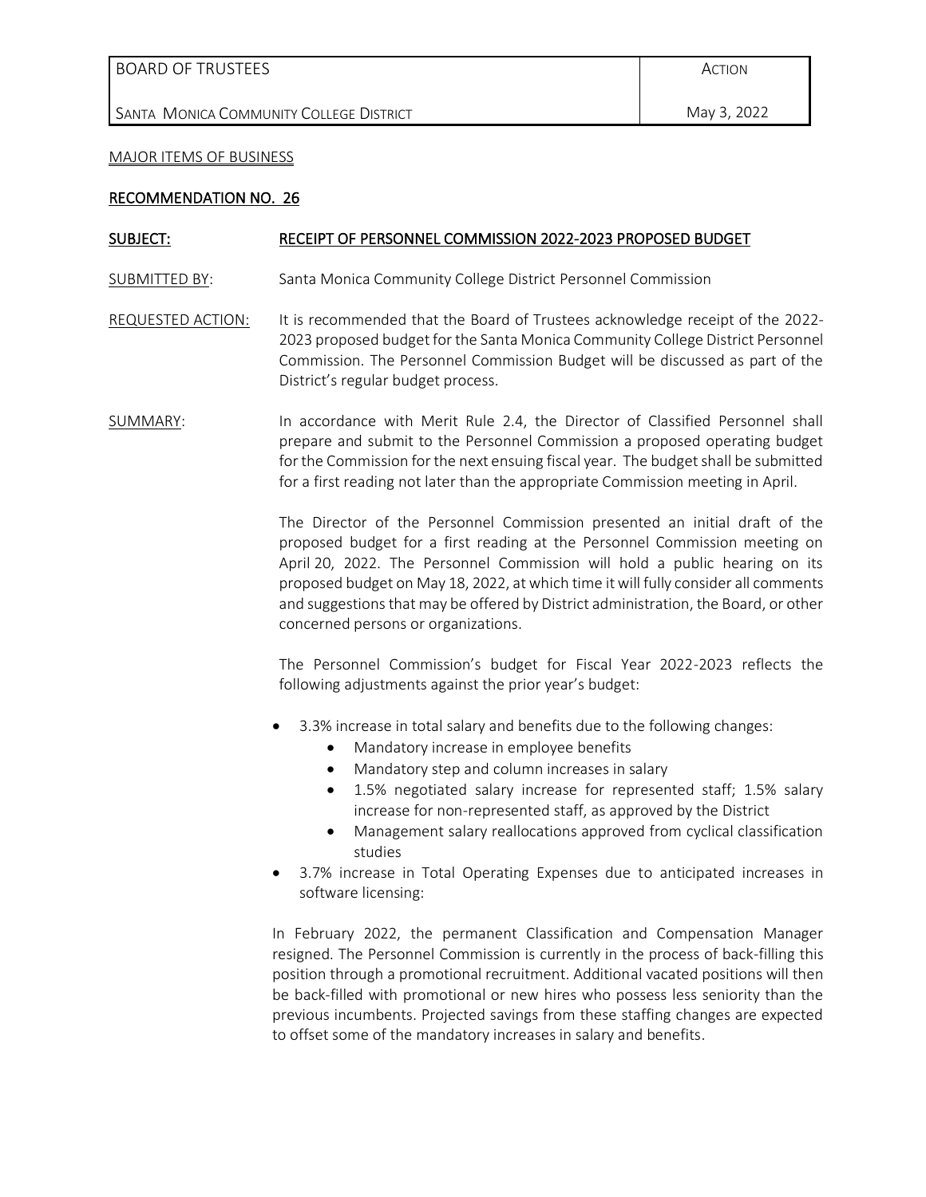| BOARD OF TRUSTEES | ACTION |
| --- | --- |
| SANTA MONICA COMMUNITY COLLEGE DISTRICT | May 3, 2022 |

MAJOR ITEMS OF BUSINESS

## RECOMMENDATION NO. 26

**SUBJECT:** RECEIPT OF PERSONNEL COMMISSION 2022-2023 PROPOSED BUDGET

SUBMITTED BY: Santa Monica Community College District Personnel Commission

REQUESTED ACTION: It is recommended that the Board of Trustees acknowledge receipt of the 2022-2023 proposed budget for the Santa Monica Community College District Personnel Commission. The Personnel Commission Budget will be discussed as part of the District's regular budget process.

SUMMARY: In accordance with Merit Rule 2.4, the Director of Classified Personnel shall prepare and submit to the Personnel Commission a proposed operating budget for the Commission for the next ensuing fiscal year. The budget shall be submitted for a first reading not later than the appropriate Commission meeting in April.

The Director of the Personnel Commission presented an initial draft of the proposed budget for a first reading at the Personnel Commission meeting on April 20, 2022. The Personnel Commission will hold a public hearing on its proposed budget on May 18, 2022, at which time it will fully consider all comments and suggestions that may be offered by District administration, the Board, or other concerned persons or organizations.

The Personnel Commission's budget for Fiscal Year 2022-2023 reflects the following adjustments against the prior year's budget:

- 3.3% increase in total salary and benefits due to the following changes:
  - Mandatory increase in employee benefits
  - Mandatory step and column increases in salary
  - 1.5% negotiated salary increase for represented staff; 1.5% salary increase for non-represented staff, as approved by the District
  - Management salary reallocations approved from cyclical classification studies
- 3.7% increase in Total Operating Expenses due to anticipated increases in software licensing:

In February 2022, the permanent Classification and Compensation Manager resigned. The Personnel Commission is currently in the process of back-filling this position through a promotional recruitment. Additional vacated positions will then be back-filled with promotional or new hires who possess less seniority than the previous incumbents. Projected savings from these staffing changes are expected to offset some of the mandatory increases in salary and benefits.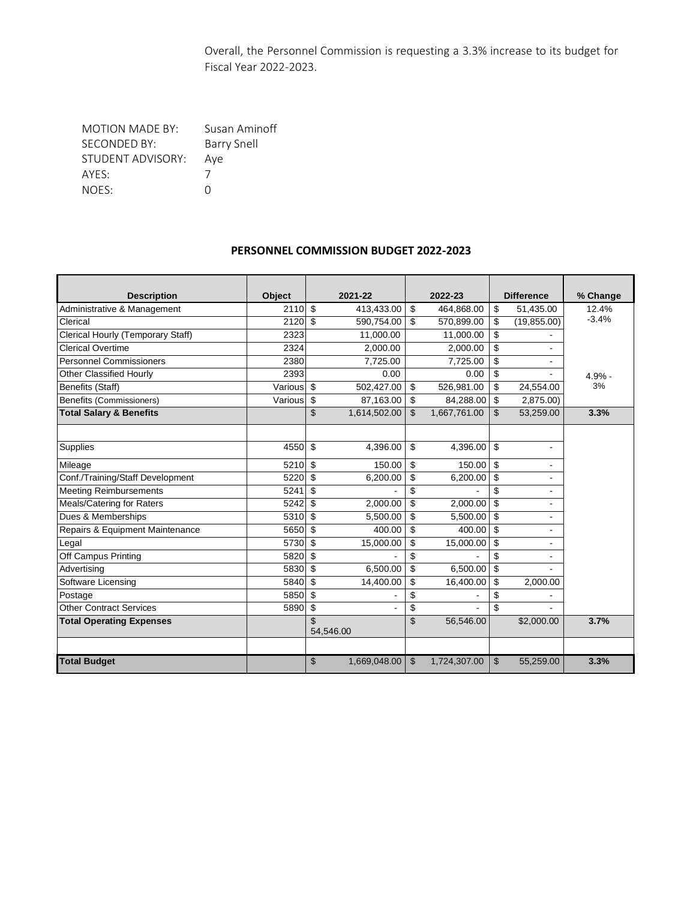Overall, the Personnel Commission is requesting a 3.3% increase to its budget for Fiscal Year 2022-2023.

MOTION MADE BY: Susan Aminoff
SECONDED BY: Barry Snell
STUDENT ADVISORY: Aye
AYES: 7
NOES: 0

## PERSONNEL COMMISSION BUDGET 2022-2023

| Description | Object | 2021-22 | 2022-23 | Difference | % Change |
|---|---|---|---|---|---|
| Administrative & Management | 2110 | $ 413,433.00 | $ 464,868.00 | $ 51,435.00 | 12.4% |
| Clerical | 2120 | $ 590,754.00 | $ 570,899.00 | $ (19,855.00) | -3.4% |
| Clerical Hourly (Temporary Staff) | 2323 | 11,000.00 | 11,000.00 | $ - | |
| Clerical Overtime | 2324 | 2,000.00 | 2,000.00 | $ - | |
| Personnel Commissioners | 2380 | 7,725.00 | 7,725.00 | $ - | |
| Other Classified Hourly | 2393 | 0.00 | 0.00 | $ - | 4.9% - 3% |
| Benefits (Staff) | Various | $ 502,427.00 | $ 526,981.00 | $ 24,554.00 | |
| Benefits (Commissioners) | Various | $ 87,163.00 | $ 84,288.00 | $ 2,875.00) | |
| **Total Salary & Benefits** | | $ 1,614,502.00 | $ 1,667,761.00 | $ 53,259.00 | **3.3%** |
| | | | | | |
| Supplies | 4550 | $ 4,396.00 | $ 4,396.00 | $ - | |
| Mileage | 5210 | $ 150.00 | $ 150.00 | $ - | |
| Conf./Training/Staff Development | 5220 | $ 6,200.00 | $ 6,200.00 | $ - | |
| Meeting Reimbursements | 5241 | $ - | $ - | $ - | |
| Meals/Catering for Raters | 5242 | $ 2,000.00 | $ 2,000.00 | $ - | |
| Dues & Memberships | 5310 | $ 5,500.00 | $ 5,500.00 | $ - | |
| Repairs & Equipment Maintenance | 5650 | $ 400.00 | $ 400.00 | $ - | |
| Legal | 5730 | $ 15,000.00 | $ 15,000.00 | $ - | |
| Off Campus Printing | 5820 | $ - | $ - | $ - | |
| Advertising | 5830 | $ 6,500.00 | $ 6,500.00 | $ - | |
| Software Licensing | 5840 | $ 14,400.00 | $ 16,400.00 | $ 2,000.00 | |
| Postage | 5850 | $ - | $ - | $ - | |
| Other Contract Services | 5890 | $ - | $ - | $ - | |
| **Total Operating Expenses** | | $ 54,546.00 | $ 56,546.00 | $2,000.00 | **3.7%** |
| | | | | | |
| **Total Budget** | | $ 1,669,048.00 | $ 1,724,307.00 | $ 55,259.00 | **3.3%** |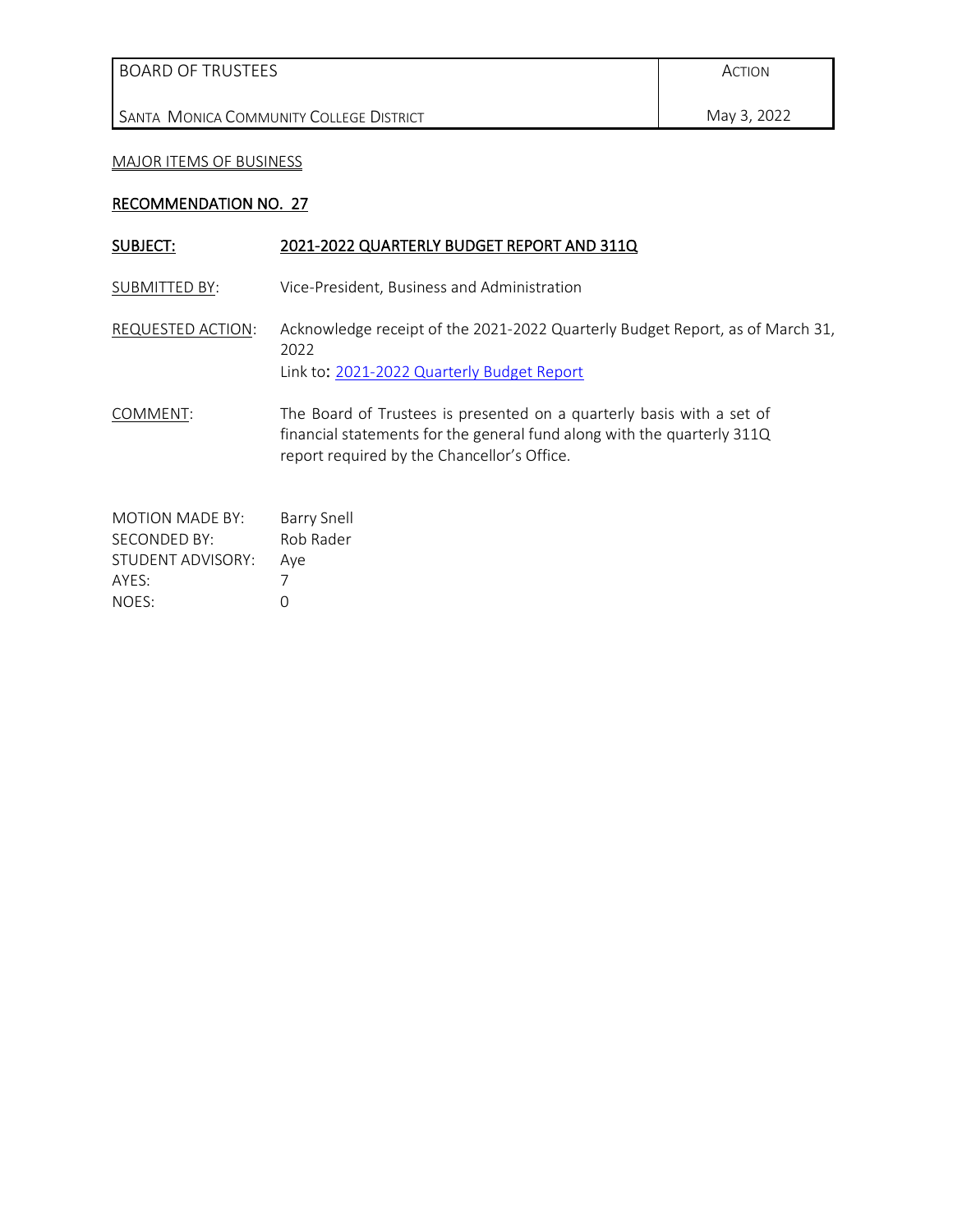| BOARD OF TRUSTEES | ACTION |
| --- | --- |
| SANTA MONICA COMMUNITY COLLEGE DISTRICT | May 3, 2022 |

MAJOR ITEMS OF BUSINESS

## RECOMMENDATION NO. 27

**SUBJECT:** **2021-2022 QUARTERLY BUDGET REPORT AND 311Q**

SUBMITTED BY: Vice-President, Business and Administration

REQUESTED ACTION: Acknowledge receipt of the 2021-2022 Quarterly Budget Report, as of March 31, 2022
Link to: [2021-2022 Quarterly Budget Report]

COMMENT: The Board of Trustees is presented on a quarterly basis with a set of financial statements for the general fund along with the quarterly 311Q report required by the Chancellor's Office.

MOTION MADE BY: Barry Snell
SECONDED BY: Rob Rader
STUDENT ADVISORY: Aye
AYES: 7
NOES: 0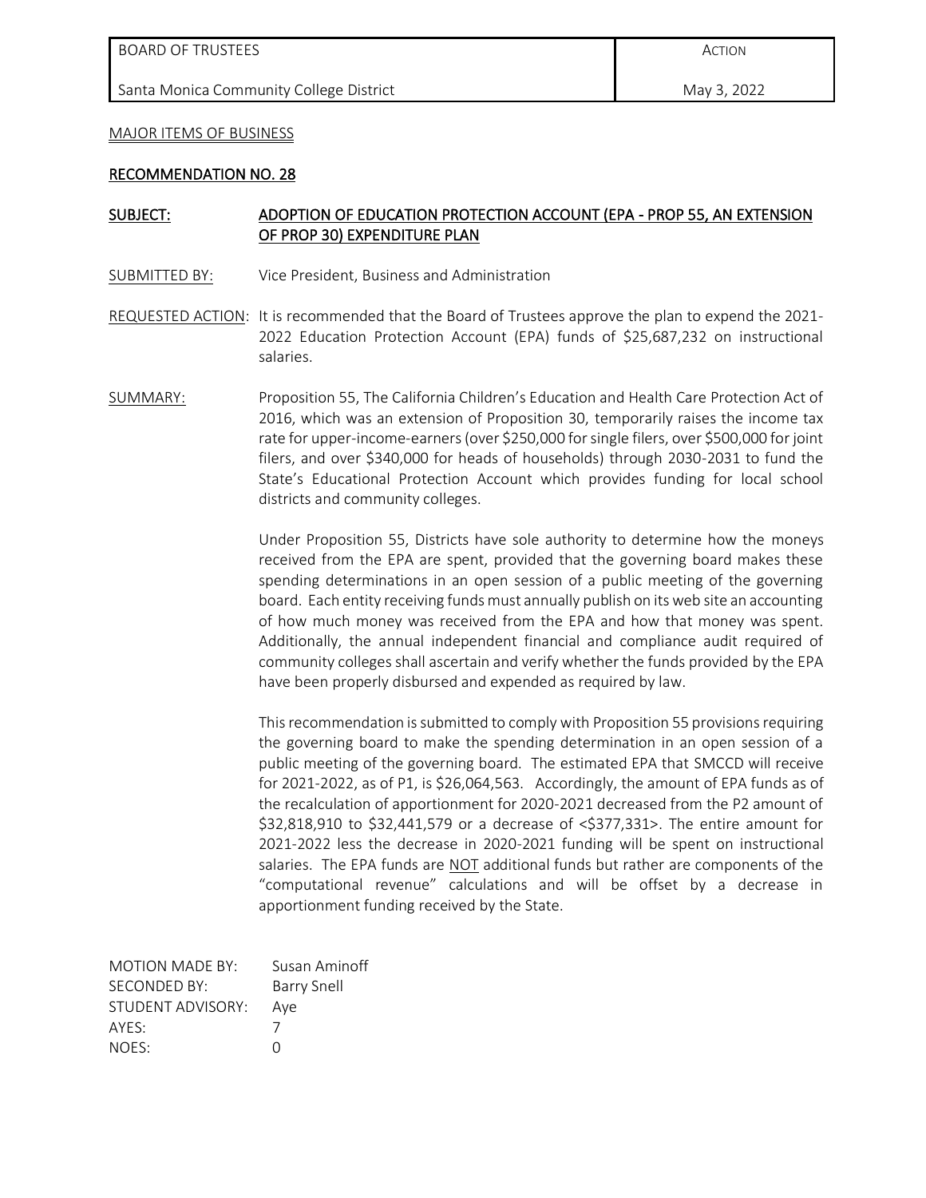| BOARD OF TRUSTEES | ACTION |
| --- | --- |
| Santa Monica Community College District | May 3, 2022 |

MAJOR ITEMS OF BUSINESS

## RECOMMENDATION NO. 28

**SUBJECT:** **ADOPTION OF EDUCATION PROTECTION ACCOUNT (EPA - PROP 55, AN EXTENSION OF PROP 30) EXPENDITURE PLAN**

SUBMITTED BY: Vice President, Business and Administration

REQUESTED ACTION: It is recommended that the Board of Trustees approve the plan to expend the 2021-2022 Education Protection Account (EPA) funds of $25,687,232 on instructional salaries.

SUMMARY: Proposition 55, The California Children's Education and Health Care Protection Act of 2016, which was an extension of Proposition 30, temporarily raises the income tax rate for upper-income-earners (over $250,000 for single filers, over $500,000 for joint filers, and over $340,000 for heads of households) through 2030-2031 to fund the State's Educational Protection Account which provides funding for local school districts and community colleges.

Under Proposition 55, Districts have sole authority to determine how the moneys received from the EPA are spent, provided that the governing board makes these spending determinations in an open session of a public meeting of the governing board. Each entity receiving funds must annually publish on its web site an accounting of how much money was received from the EPA and how that money was spent. Additionally, the annual independent financial and compliance audit required of community colleges shall ascertain and verify whether the funds provided by the EPA have been properly disbursed and expended as required by law.

This recommendation is submitted to comply with Proposition 55 provisions requiring the governing board to make the spending determination in an open session of a public meeting of the governing board. The estimated EPA that SMCCD will receive for 2021-2022, as of P1, is $26,064,563. Accordingly, the amount of EPA funds as of the recalculation of apportionment for 2020-2021 decreased from the P2 amount of $32,818,910 to $32,441,579 or a decrease of <$377,331>. The entire amount for 2021-2022 less the decrease in 2020-2021 funding will be spent on instructional salaries. The EPA funds are NOT additional funds but rather are components of the "computational revenue" calculations and will be offset by a decrease in apportionment funding received by the State.

| | |
| --- | --- |
| MOTION MADE BY: | Susan Aminoff |
| SECONDED BY: | Barry Snell |
| STUDENT ADVISORY: | Aye |
| AYES: | 7 |
| NOES: | 0 |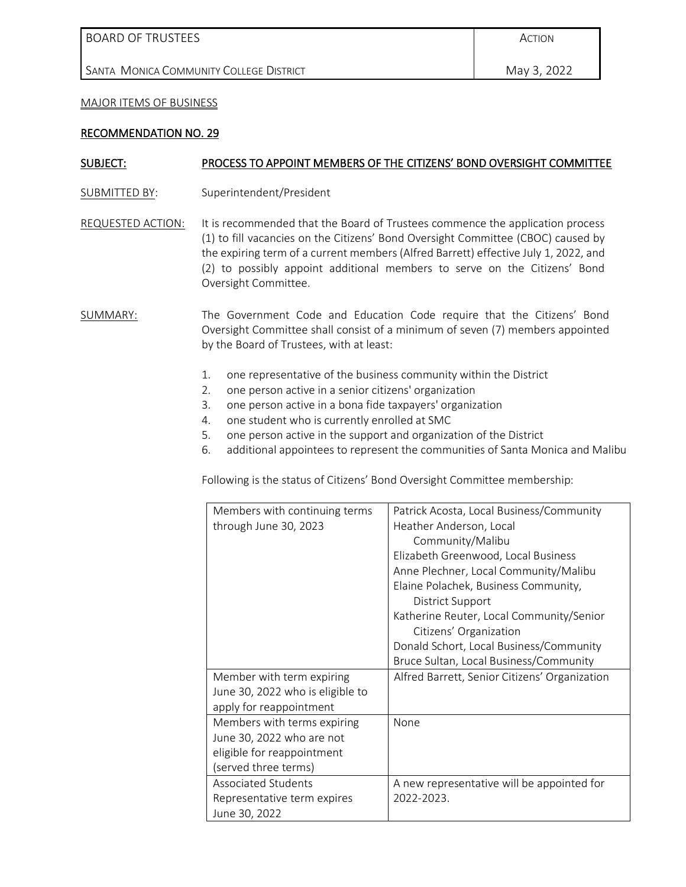| BOARD OF TRUSTEES | ACTION |
|---|---|
| SANTA MONICA COMMUNITY COLLEGE DISTRICT | May 3, 2022 |

MAJOR ITEMS OF BUSINESS

## RECOMMENDATION NO. 29

**SUBJECT:** PROCESS TO APPOINT MEMBERS OF THE CITIZENS' BOND OVERSIGHT COMMITTEE

SUBMITTED BY: Superintendent/President

REQUESTED ACTION: It is recommended that the Board of Trustees commence the application process (1) to fill vacancies on the Citizens' Bond Oversight Committee (CBOC) caused by the expiring term of a current members (Alfred Barrett) effective July 1, 2022, and (2) to possibly appoint additional members to serve on the Citizens' Bond Oversight Committee.

SUMMARY: The Government Code and Education Code require that the Citizens' Bond Oversight Committee shall consist of a minimum of seven (7) members appointed by the Board of Trustees, with at least:

1. one representative of the business community within the District
2. one person active in a senior citizens' organization
3. one person active in a bona fide taxpayers' organization
4. one student who is currently enrolled at SMC
5. one person active in the support and organization of the District
6. additional appointees to represent the communities of Santa Monica and Malibu

Following is the status of Citizens' Bond Oversight Committee membership:

| | |
|---|---|
| Members with continuing terms through June 30, 2023 | Patrick Acosta, Local Business/Community<br>Heather Anderson, Local Community/Malibu<br>Elizabeth Greenwood, Local Business<br>Anne Plechner, Local Community/Malibu<br>Elaine Polachek, Business Community, District Support<br>Katherine Reuter, Local Community/Senior Citizens' Organization<br>Donald Schort, Local Business/Community<br>Bruce Sultan, Local Business/Community |
| Member with term expiring June 30, 2022 who is eligible to apply for reappointment | Alfred Barrett, Senior Citizens' Organization |
| Members with terms expiring June 30, 2022 who are not eligible for reappointment (served three terms) | None |
| Associated Students Representative term expires June 30, 2022 | A new representative will be appointed for 2022-2023. |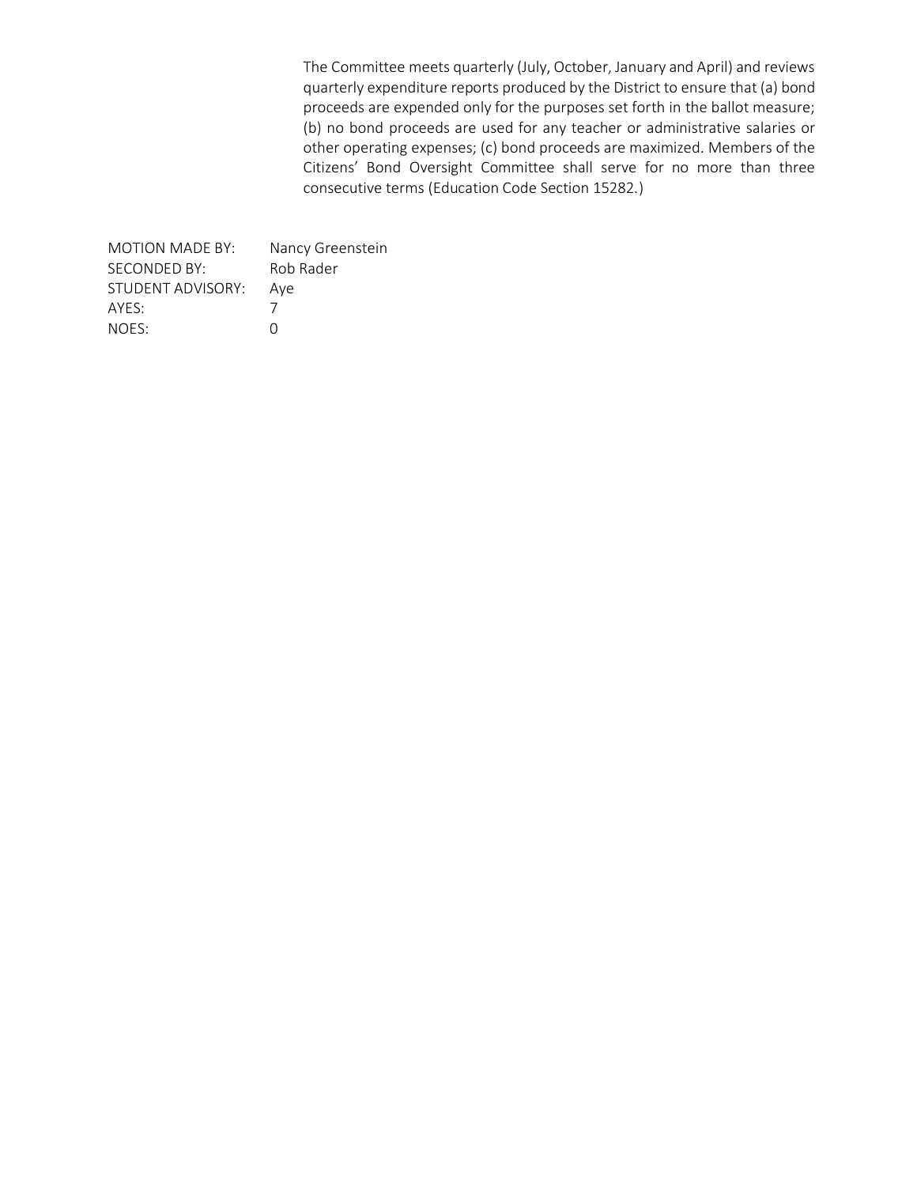The Committee meets quarterly (July, October, January and April) and reviews quarterly expenditure reports produced by the District to ensure that (a) bond proceeds are expended only for the purposes set forth in the ballot measure; (b) no bond proceeds are used for any teacher or administrative salaries or other operating expenses; (c) bond proceeds are maximized. Members of the Citizens' Bond Oversight Committee shall serve for no more than three consecutive terms (Education Code Section 15282.)

MOTION MADE BY: Nancy Greenstein
SECONDED BY: Rob Rader
STUDENT ADVISORY: Aye
AYES: 7
NOES: 0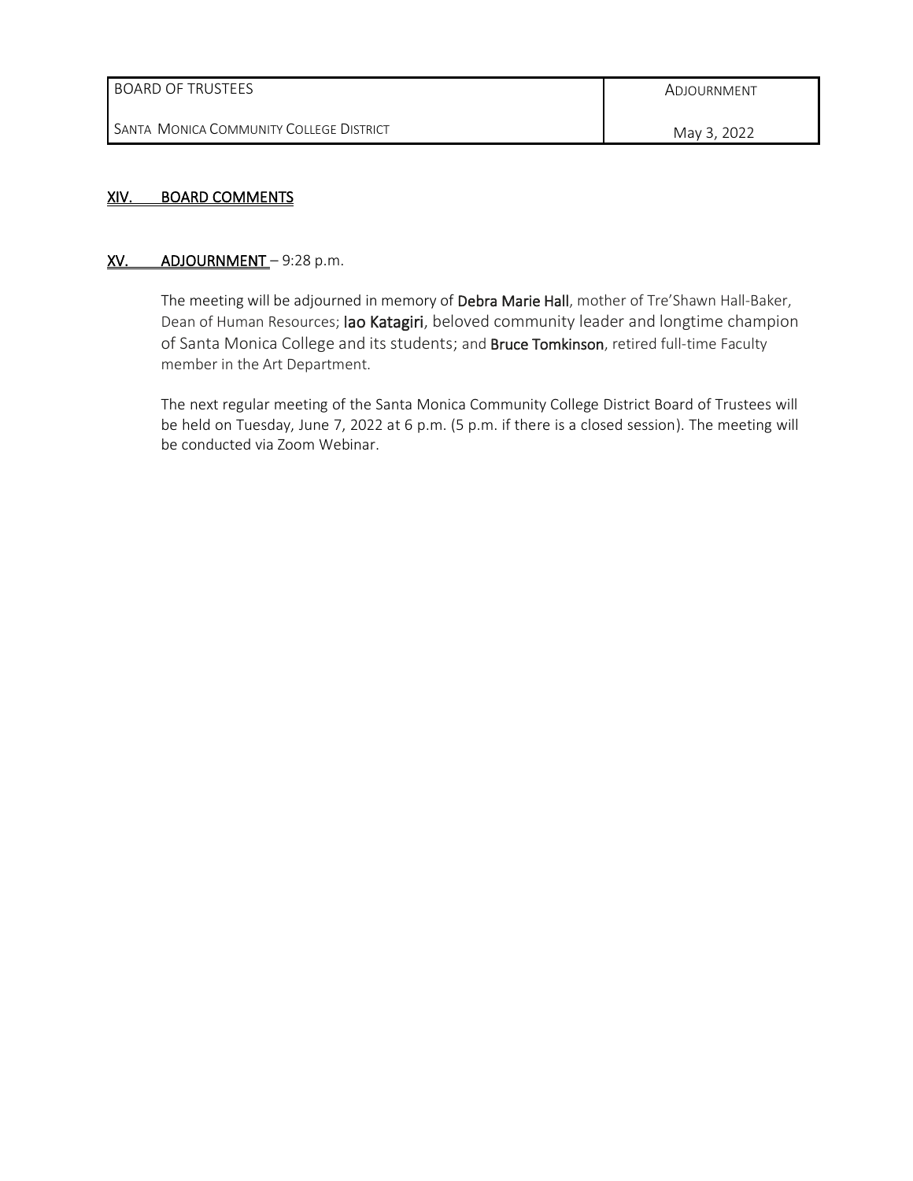| BOARD OF TRUSTEES | ADJOURNMENT |
|---|---|
| SANTA MONICA COMMUNITY COLLEGE DISTRICT | May 3, 2022 |

## XIV. BOARD COMMENTS

## XV. ADJOURNMENT – 9:28 p.m.

The meeting will be adjourned in memory of **Debra Marie Hall**, mother of Tre'Shawn Hall-Baker, Dean of Human Resources; **Iao Katagiri**, beloved community leader and longtime champion of Santa Monica College and its students; and **Bruce Tomkinson**, retired full-time Faculty member in the Art Department.

The next regular meeting of the Santa Monica Community College District Board of Trustees will be held on Tuesday, June 7, 2022 at 6 p.m. (5 p.m. if there is a closed session). The meeting will be conducted via Zoom Webinar.